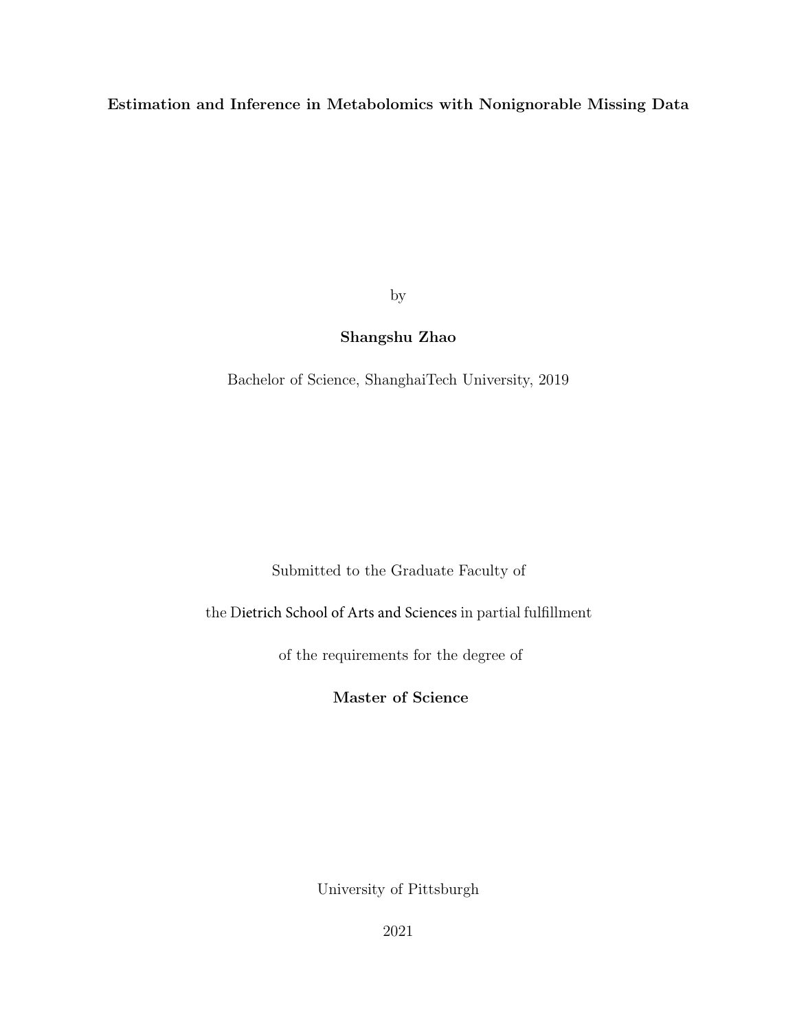# Estimation and Inference in Metabolomics with Nonignorable Missing Data

by

**Shangshu Zhao**

Bachelor of Science, ShanghaiTech University, 2019

Submitted to the Graduate Faculty of

the Dietrich School of Arts and Sciences in partial fulfillment

of the requirements for the degree of

**Master of Science**

University of Pittsburgh

2021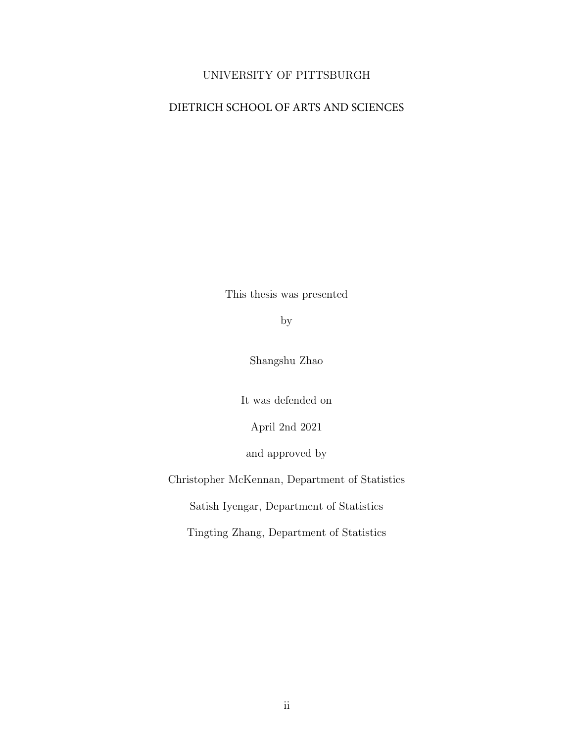UNIVERSITY OF PITTSBURGH

DIETRICH SCHOOL OF ARTS AND SCIENCES

This thesis was presented

by

Shangshu Zhao

It was defended on

April 2nd 2021

and approved by

Christopher McKennan, Department of Statistics

Satish Iyengar, Department of Statistics

Tingting Zhang, Department of Statistics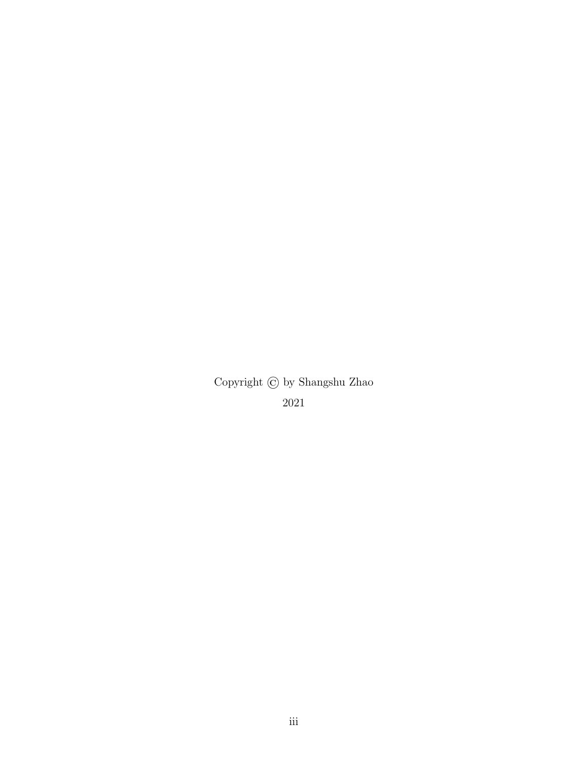Copyright © by Shangshu Zhao

2021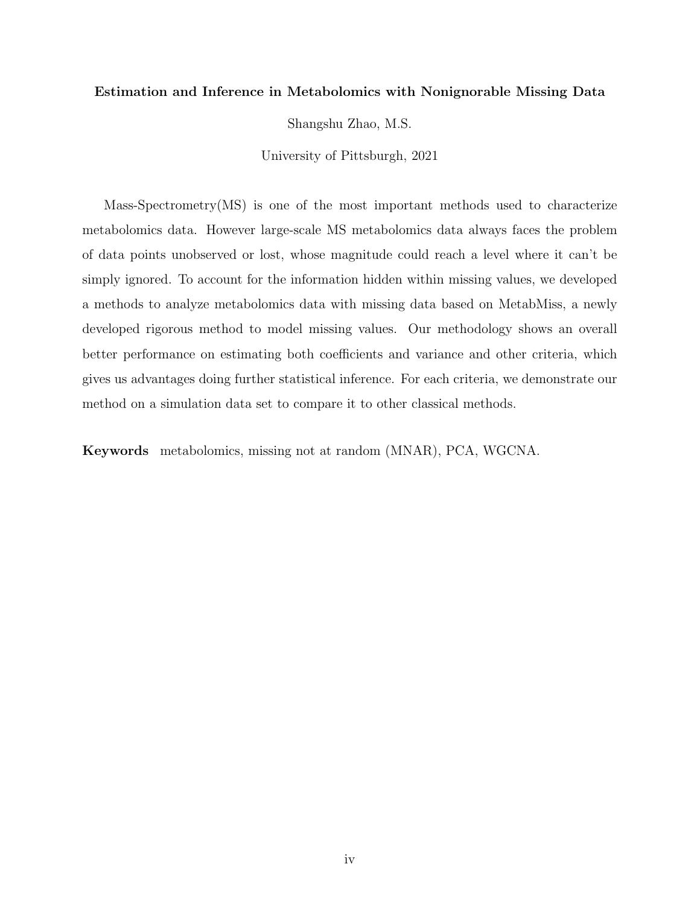**Estimation and Inference in Metabolomics with Nonignorable Missing Data**

Shangshu Zhao, M.S.

University of Pittsburgh, 2021

Mass-Spectrometry(MS) is one of the most important methods used to characterize metabolomics data. However large-scale MS metabolomics data always faces the problem of data points unobserved or lost, whose magnitude could reach a level where it can't be simply ignored. To account for the information hidden within missing values, we developed a methods to analyze metabolomics data with missing data based on MetabMiss, a newly developed rigorous method to model missing values. Our methodology shows an overall better performance on estimating both coefficients and variance and other criteria, which gives us advantages doing further statistical inference. For each criteria, we demonstrate our method on a simulation data set to compare it to other classical methods.

**Keywords** metabolomics, missing not at random (MNAR), PCA, WGCNA.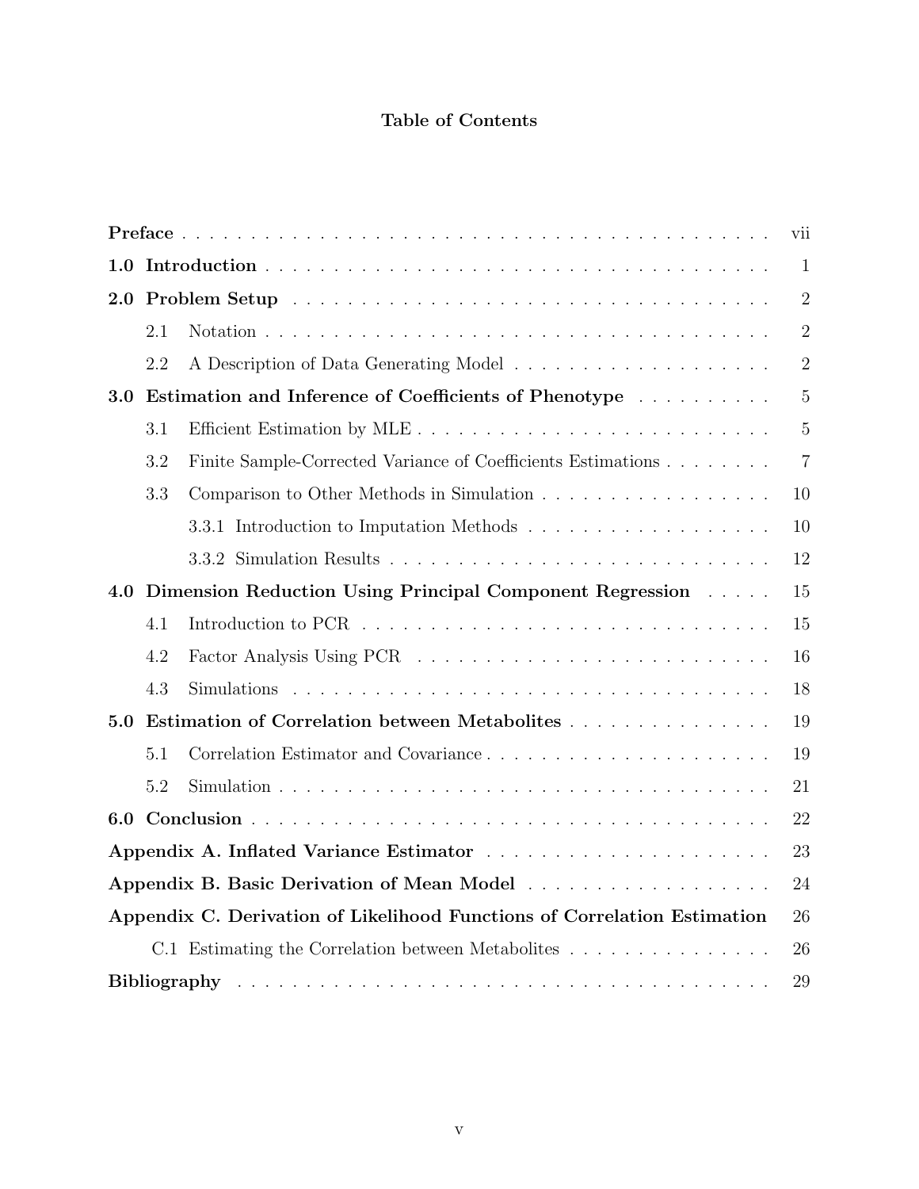# Table of Contents

- **Preface** ... vii
- **1.0 Introduction** ... 1
- **2.0 Problem Setup** ... 2
  - 2.1 Notation ... 2
  - 2.2 A Description of Data Generating Model ... 2
- **3.0 Estimation and Inference of Coefficients of Phenotype** ... 5
  - 3.1 Efficient Estimation by MLE ... 5
  - 3.2 Finite Sample-Corrected Variance of Coefficients Estimations ... 7
  - 3.3 Comparison to Other Methods in Simulation ... 10
    - 3.3.1 Introduction to Imputation Methods ... 10
    - 3.3.2 Simulation Results ... 12
- **4.0 Dimension Reduction Using Principal Component Regression** ... 15
  - 4.1 Introduction to PCR ... 15
  - 4.2 Factor Analysis Using PCR ... 16
  - 4.3 Simulations ... 18
- **5.0 Estimation of Correlation between Metabolites** ... 19
  - 5.1 Correlation Estimator and Covariance ... 19
  - 5.2 Simulation ... 21
- **6.0 Conclusion** ... 22
- **Appendix A. Inflated Variance Estimator** ... 23
- **Appendix B. Basic Derivation of Mean Model** ... 24
- **Appendix C. Derivation of Likelihood Functions of Correlation Estimation** ... 26
  - C.1 Estimating the Correlation between Metabolites ... 26
- **Bibliography** ... 29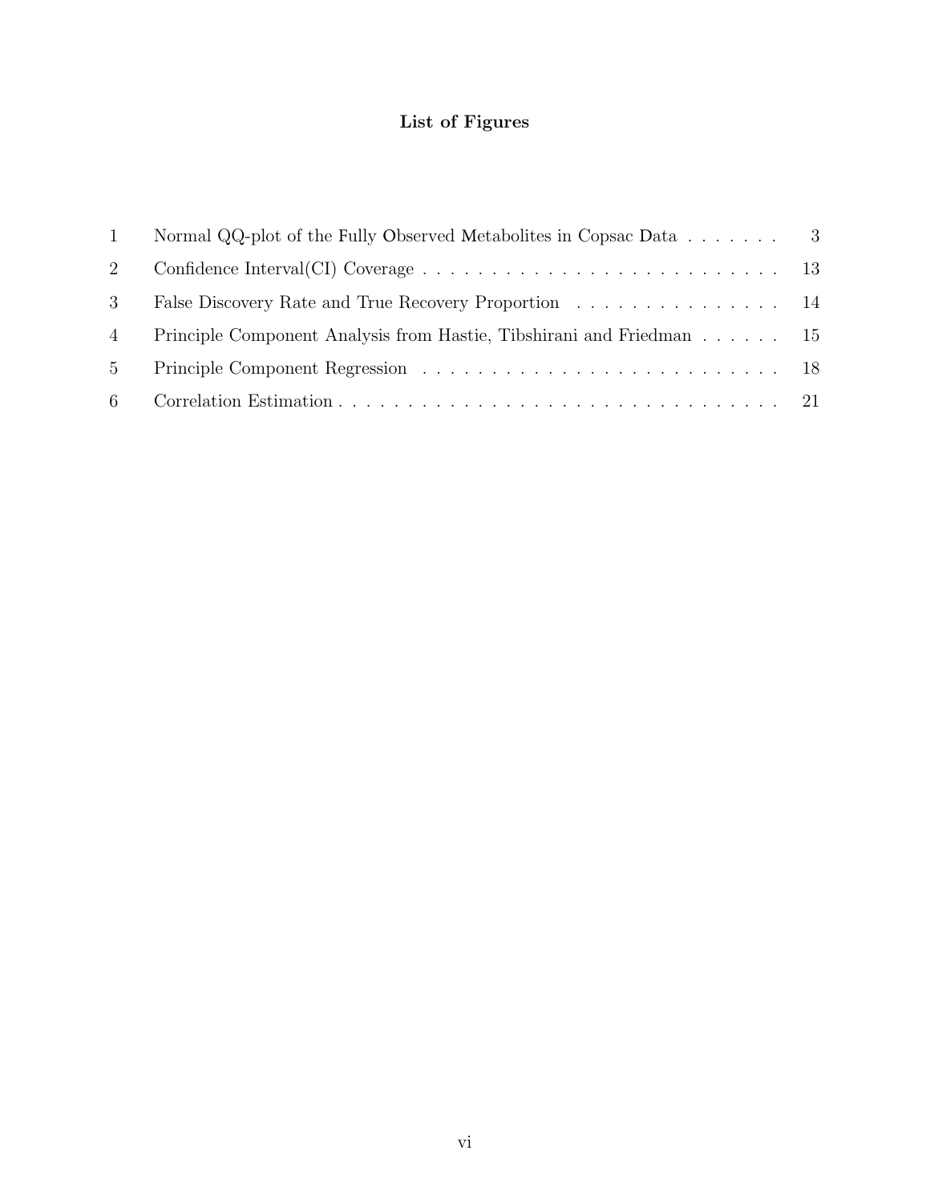# List of Figures

| | | |
|---|---|---|
| 1 | Normal QQ-plot of the Fully Observed Metabolites in Copsac Data | 3 |
| 2 | Confidence Interval(CI) Coverage | 13 |
| 3 | False Discovery Rate and True Recovery Proportion | 14 |
| 4 | Principle Component Analysis from Hastie, Tibshirani and Friedman | 15 |
| 5 | Principle Component Regression | 18 |
| 6 | Correlation Estimation | 21 |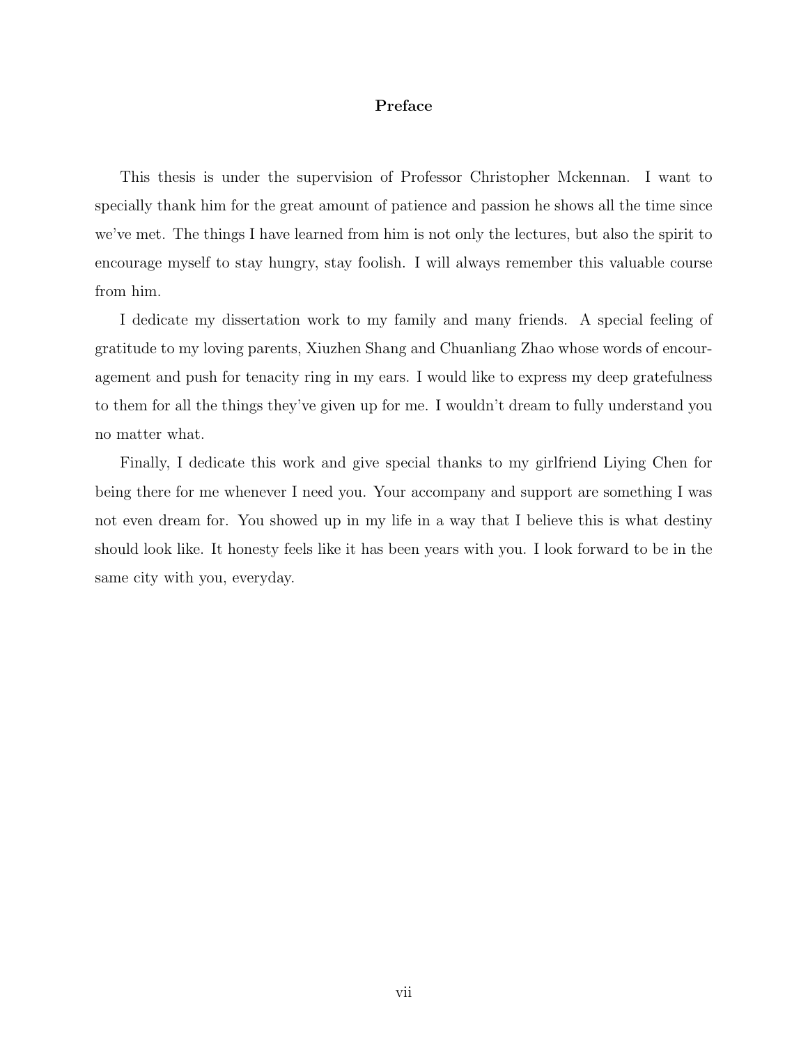# Preface

This thesis is under the supervision of Professor Christopher Mckennan. I want to specially thank him for the great amount of patience and passion he shows all the time since we've met. The things I have learned from him is not only the lectures, but also the spirit to encourage myself to stay hungry, stay foolish. I will always remember this valuable course from him.

I dedicate my dissertation work to my family and many friends. A special feeling of gratitude to my loving parents, Xiuzhen Shang and Chuanliang Zhao whose words of encouragement and push for tenacity ring in my ears. I would like to express my deep gratefulness to them for all the things they've given up for me. I wouldn't dream to fully understand you no matter what.

Finally, I dedicate this work and give special thanks to my girlfriend Liying Chen for being there for me whenever I need you. Your accompany and support are something I was not even dream for. You showed up in my life in a way that I believe this is what destiny should look like. It honesty feels like it has been years with you. I look forward to be in the same city with you, everyday.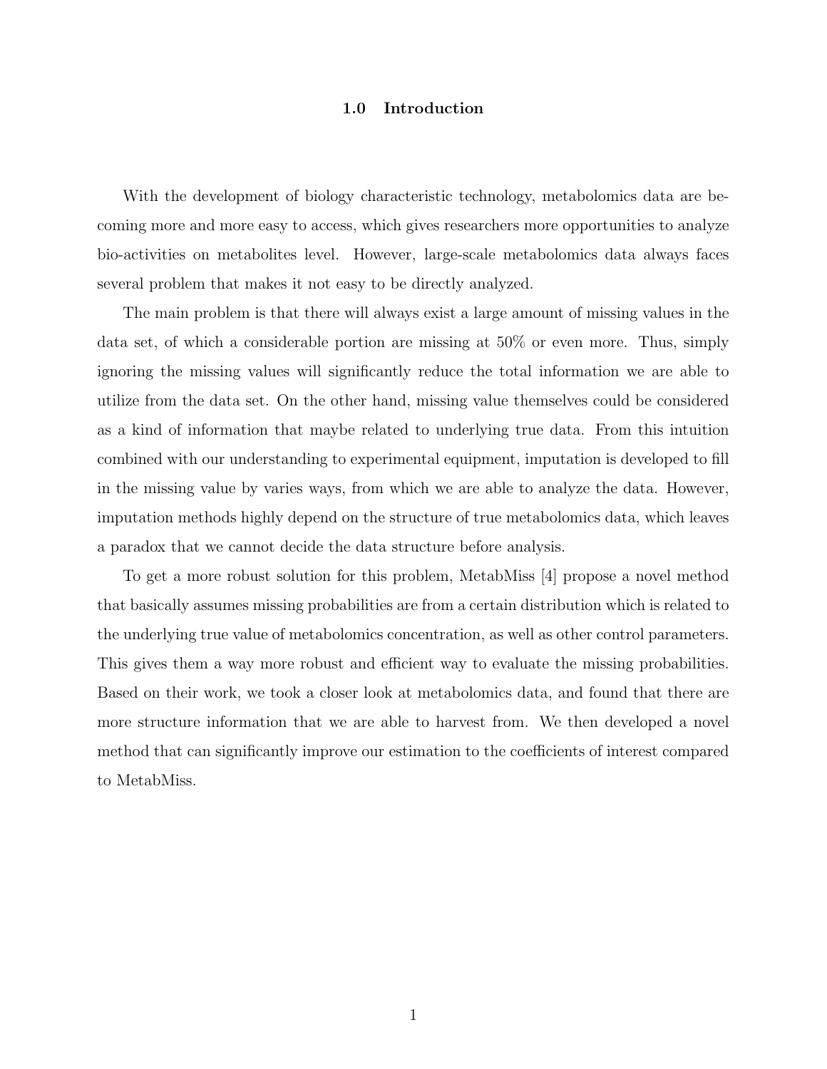# 1.0 Introduction

With the development of biology characteristic technology, metabolomics data are becoming more and more easy to access, which gives researchers more opportunities to analyze bio-activities on metabolites level. However, large-scale metabolomics data always faces several problem that makes it not easy to be directly analyzed.

The main problem is that there will always exist a large amount of missing values in the data set, of which a considerable portion are missing at 50% or even more. Thus, simply ignoring the missing values will significantly reduce the total information we are able to utilize from the data set. On the other hand, missing value themselves could be considered as a kind of information that maybe related to underlying true data. From this intuition combined with our understanding to experimental equipment, imputation is developed to fill in the missing value by varies ways, from which we are able to analyze the data. However, imputation methods highly depend on the structure of true metabolomics data, which leaves a paradox that we cannot decide the data structure before analysis.

To get a more robust solution for this problem, MetabMiss [4] propose a novel method that basically assumes missing probabilities are from a certain distribution which is related to the underlying true value of metabolomics concentration, as well as other control parameters. This gives them a way more robust and efficient way to evaluate the missing probabilities. Based on their work, we took a closer look at metabolomics data, and found that there are more structure information that we are able to harvest from. We then developed a novel method that can significantly improve our estimation to the coefficients of interest compared to MetabMiss.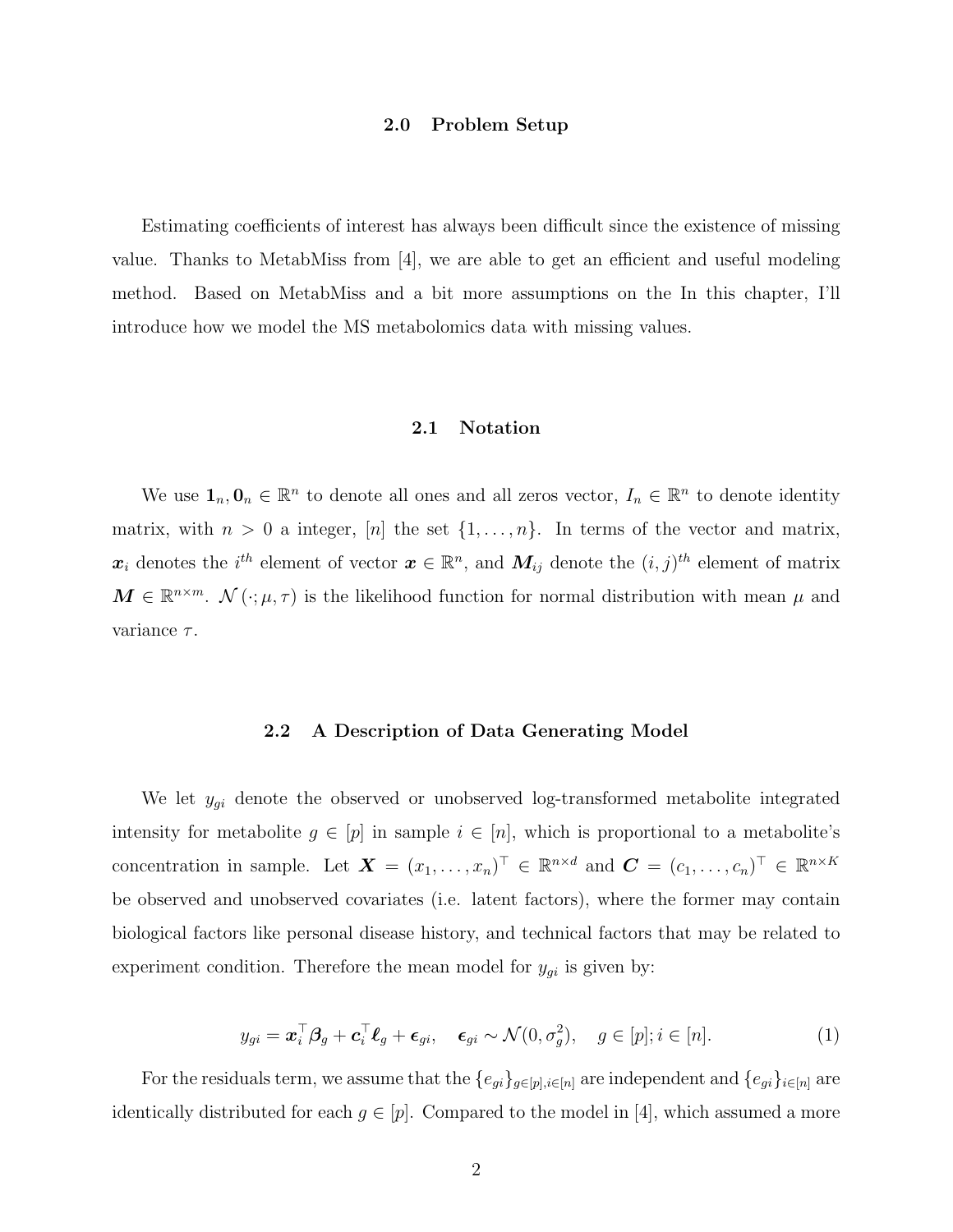## 2.0 Problem Setup

Estimating coefficients of interest has always been difficult since the existence of missing value. Thanks to MetabMiss from [4], we are able to get an efficient and useful modeling method. Based on MetabMiss and a bit more assumptions on the In this chapter, I'll introduce how we model the MS metabolomics data with missing values.

### 2.1 Notation

We use $\mathbf{1}_n, \mathbf{0}_n \in \mathbb{R}^n$ to denote all ones and all zeros vector, $I_n \in \mathbb{R}^n$ to denote identity matrix, with $n > 0$ a integer, $[n]$ the set $\{1, \ldots, n\}$. In terms of the vector and matrix, $\boldsymbol{x}_i$ denotes the $i^{th}$ element of vector $\boldsymbol{x} \in \mathbb{R}^n$, and $\boldsymbol{M}_{ij}$ denote the $(i,j)^{th}$ element of matrix $\boldsymbol{M} \in \mathbb{R}^{n \times m}$. $\mathcal{N}(\cdot; \mu, \tau)$ is the likelihood function for normal distribution with mean $\mu$ and variance $\tau$.

### 2.2 A Description of Data Generating Model

We let $y_{gi}$ denote the observed or unobserved log-transformed metabolite integrated intensity for metabolite $g \in [p]$ in sample $i \in [n]$, which is proportional to a metabolite's concentration in sample. Let $\boldsymbol{X} = (x_1, \ldots, x_n)^\top \in \mathbb{R}^{n \times d}$ and $\boldsymbol{C} = (c_1, \ldots, c_n)^\top \in \mathbb{R}^{n \times K}$ be observed and unobserved covariates (i.e. latent factors), where the former may contain biological factors like personal disease history, and technical factors that may be related to experiment condition. Therefore the mean model for $y_{gi}$ is given by:

$$y_{gi} = \boldsymbol{x}_i^\top \boldsymbol{\beta}_g + \boldsymbol{c}_i^\top \boldsymbol{\ell}_g + \boldsymbol{\epsilon}_{gi}, \quad \boldsymbol{\epsilon}_{gi} \sim \mathcal{N}(0, \sigma_g^2), \quad g \in [p]; i \in [n]. \tag{1}$$

For the residuals term, we assume that the $\{e_{gi}\}_{g \in [p], i \in [n]}$ are independent and $\{e_{gi}\}_{i \in [n]}$ are identically distributed for each $g \in [p]$. Compared to the model in [4], which assumed a more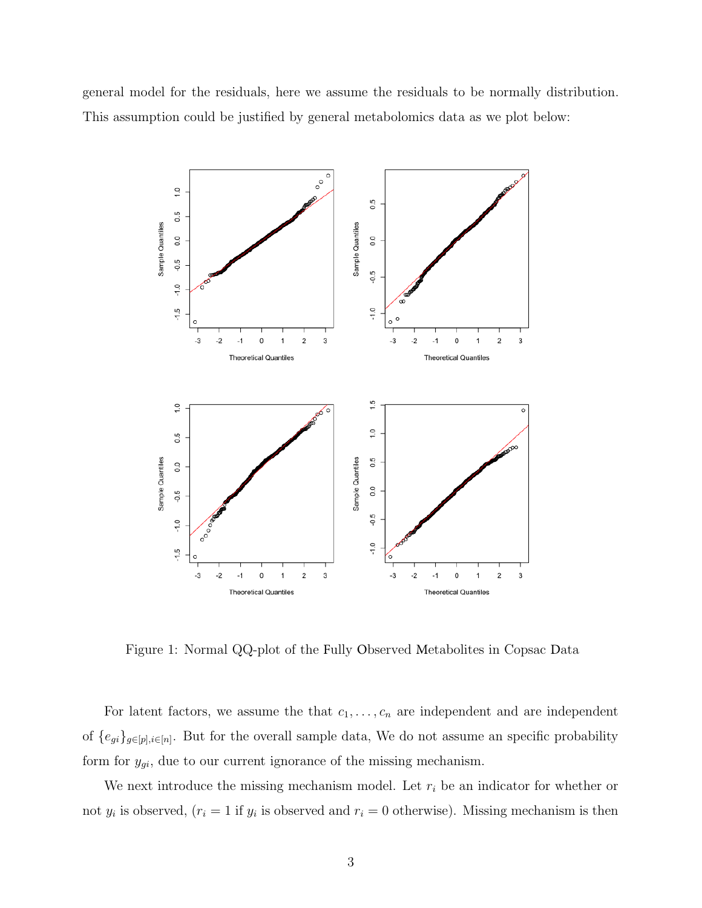general model for the residuals, here we assume the residuals to be normally distribution. This assumption could be justified by general metabolomics data as we plot below:

Figure 1: Normal QQ-plot of the Fully Observed Metabolites in Copsac Data

For latent factors, we assume the that $c_1, \ldots, c_n$ are independent and are independent of $\{e_{gi}\}_{g\in[p],i\in[n]}$. But for the overall sample data, We do not assume an specific probability form for $y_{gi}$, due to our current ignorance of the missing mechanism.

We next introduce the missing mechanism model. Let $r_i$ be an indicator for whether or not $y_i$ is observed, ($r_i = 1$ if $y_i$ is observed and $r_i = 0$ otherwise). Missing mechanism is then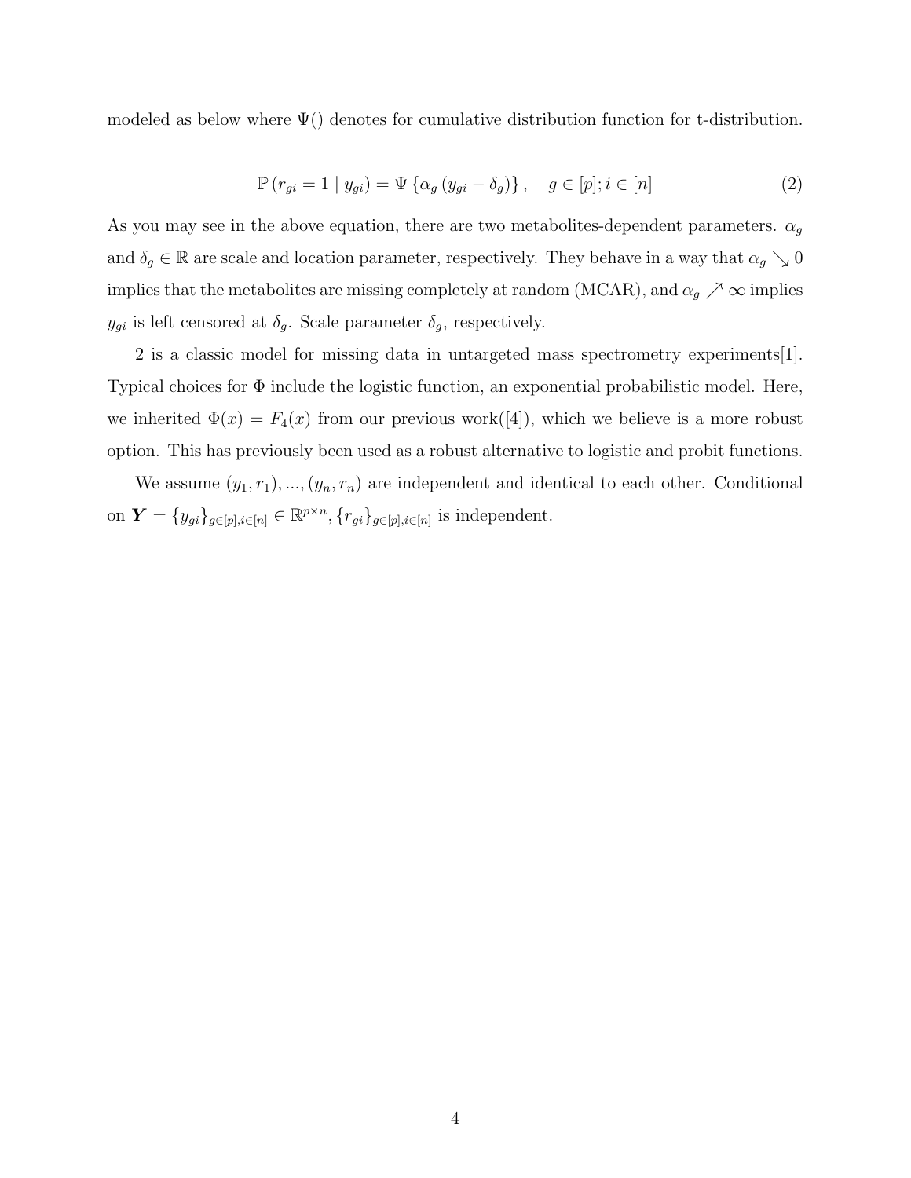modeled as below where $\Psi()$ denotes for cumulative distribution function for t-distribution.

$$\mathbb{P}\left(r_{gi}=1 \mid y_{gi}\right)=\Psi\left\{\alpha_g\left(y_{gi}-\delta_g\right)\right\}, \quad g \in[p]; i \in[n] \tag{2}$$

As you may see in the above equation, there are two metabolites-dependent parameters. $\alpha_g$ and $\delta_g \in \mathbb{R}$ are scale and location parameter, respectively. They behave in a way that $\alpha_g \searrow 0$ implies that the metabolites are missing completely at random (MCAR), and $\alpha_g \nearrow \infty$ implies $y_{gi}$ is left censored at $\delta_g$. Scale parameter $\delta_g$, respectively.

2 is a classic model for missing data in untargeted mass spectrometry experiments[1]. Typical choices for $\Phi$ include the logistic function, an exponential probabilistic model. Here, we inherited $\Phi(x)=F_4(x)$ from our previous work([4]), which we believe is a more robust option. This has previously been used as a robust alternative to logistic and probit functions.

We assume $(y_1, r_1), ..., (y_n, r_n)$ are independent and identical to each other. Conditional on $\boldsymbol{Y}=\{y_{gi}\}_{g \in[p], i \in[n]} \in \mathbb{R}^{p \times n}$, $\{r_{gi}\}_{g \in[p], i \in[n]}$ is independent.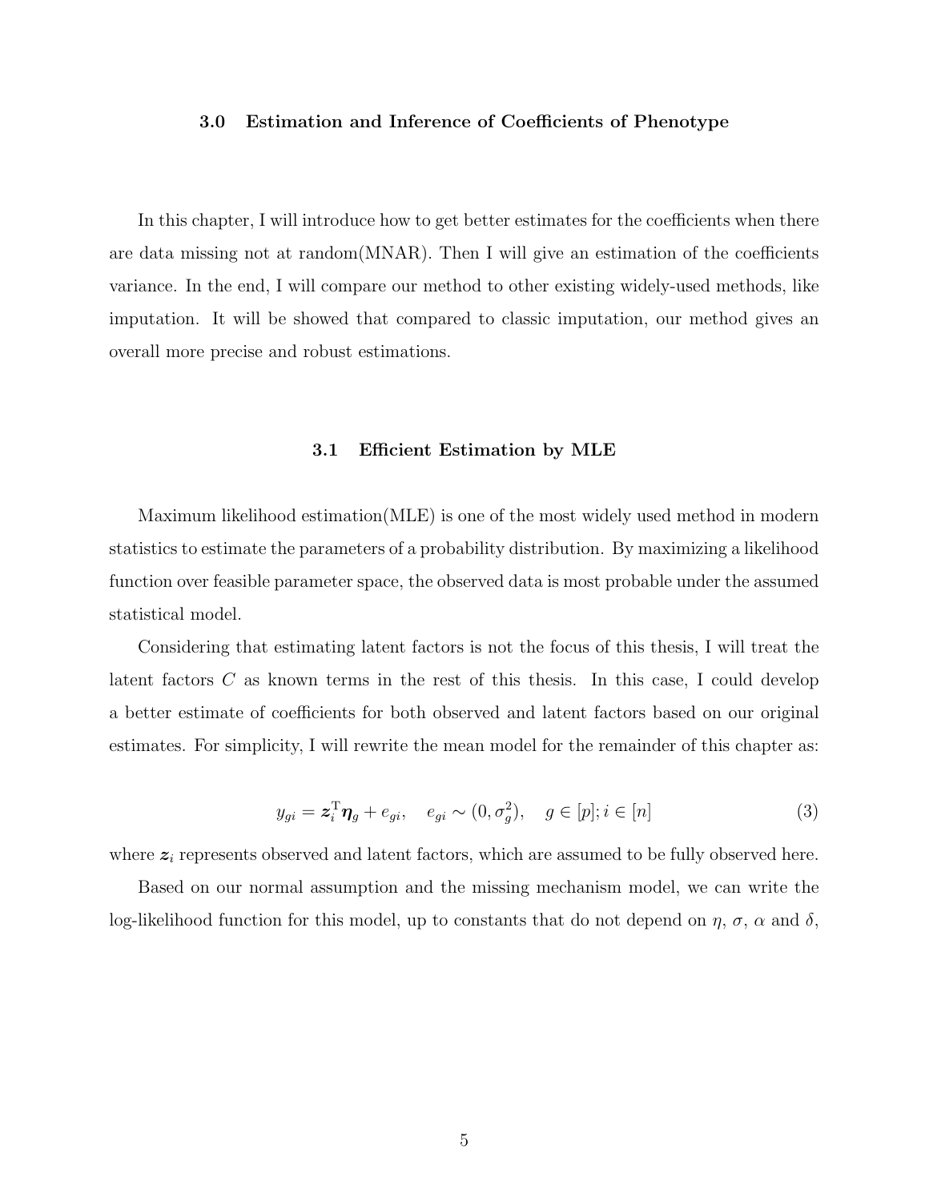## 3.0 Estimation and Inference of Coefficients of Phenotype

In this chapter, I will introduce how to get better estimates for the coefficients when there are data missing not at random(MNAR). Then I will give an estimation of the coefficients variance. In the end, I will compare our method to other existing widely-used methods, like imputation. It will be showed that compared to classic imputation, our method gives an overall more precise and robust estimations.

### 3.1 Efficient Estimation by MLE

Maximum likelihood estimation(MLE) is one of the most widely used method in modern statistics to estimate the parameters of a probability distribution. By maximizing a likelihood function over feasible parameter space, the observed data is most probable under the assumed statistical model.

Considering that estimating latent factors is not the focus of this thesis, I will treat the latent factors $C$ as known terms in the rest of this thesis. In this case, I could develop a better estimate of coefficients for both observed and latent factors based on our original estimates. For simplicity, I will rewrite the mean model for the remainder of this chapter as:

$$y_{gi} = \boldsymbol{z}_i^{\mathrm{T}} \boldsymbol{\eta}_g + e_{gi}, \quad e_{gi} \sim (0, \sigma_g^2), \quad g \in [p]; i \in [n] \tag{3}$$

where $\boldsymbol{z}_i$ represents observed and latent factors, which are assumed to be fully observed here.

Based on our normal assumption and the missing mechanism model, we can write the log-likelihood function for this model, up to constants that do not depend on $\eta$, $\sigma$, $\alpha$ and $\delta$,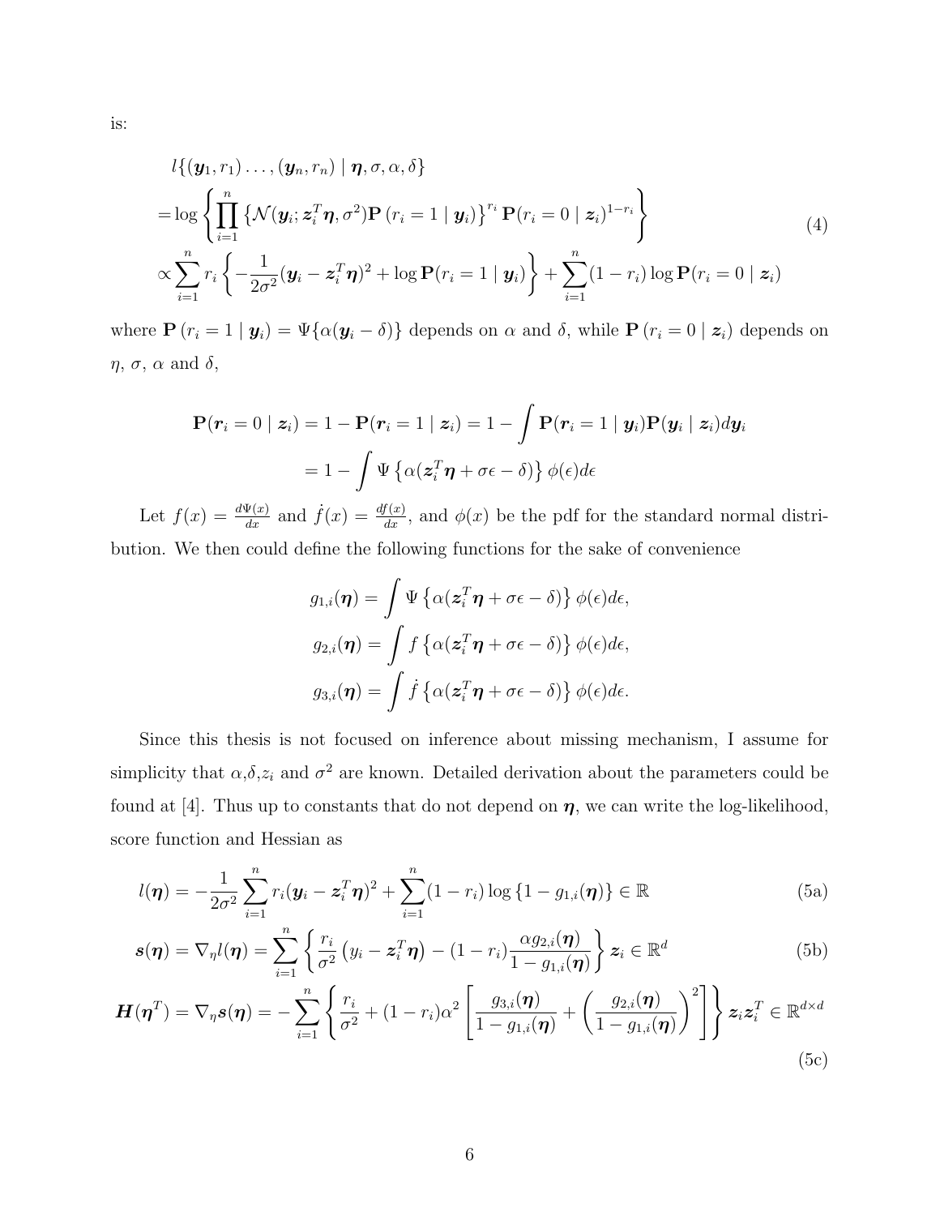is:

$$
\begin{aligned}
& l\{(\boldsymbol{y}_1, r_1) \ldots, (\boldsymbol{y}_n, r_n) \mid \boldsymbol{\eta}, \sigma, \alpha, \delta\} \\
= & \log \left\{ \prod_{i=1}^{n} \left\{ \mathcal{N}(\boldsymbol{y}_i; \boldsymbol{z}_i^T \boldsymbol{\eta}, \sigma^2) \mathbf{P}\left(r_i = 1 \mid \boldsymbol{y}_i\right) \right\}^{r_i} \mathbf{P}(r_i = 0 \mid \boldsymbol{z}_i)^{1-r_i} \right\} \\
\propto & \sum_{i=1}^{n} r_i \left\{ -\frac{1}{2\sigma^2}(\boldsymbol{y}_i - \boldsymbol{z}_i^T \boldsymbol{\eta})^2 + \log \mathbf{P}(r_i = 1 \mid \boldsymbol{y}_i) \right\} + \sum_{i=1}^{n} (1 - r_i) \log \mathbf{P}(r_i = 0 \mid \boldsymbol{z}_i)
\end{aligned} \tag{4}
$$

where $\mathbf{P}\left(r_i = 1 \mid \boldsymbol{y}_i\right) = \Psi\{\alpha(\boldsymbol{y}_i - \delta)\}$ depends on $\alpha$ and $\delta$, while $\mathbf{P}\left(r_i = 0 \mid \boldsymbol{z}_i\right)$ depends on $\eta$, $\sigma$, $\alpha$ and $\delta$,

$$
\begin{aligned}
\mathbf{P}(\boldsymbol{r}_i = 0 \mid \boldsymbol{z}_i) &= 1 - \mathbf{P}(\boldsymbol{r}_i = 1 \mid \boldsymbol{z}_i) = 1 - \int \mathbf{P}(\boldsymbol{r}_i = 1 \mid \boldsymbol{y}_i) \mathbf{P}(\boldsymbol{y}_i \mid \boldsymbol{z}_i) d\boldsymbol{y}_i \\
&= 1 - \int \Psi\left\{\alpha(\boldsymbol{z}_i^T \boldsymbol{\eta} + \sigma\epsilon - \delta)\right\} \phi(\epsilon) d\epsilon
\end{aligned}
$$

Let $f(x) = \frac{d\Psi(x)}{dx}$ and $\dot{f}(x) = \frac{df(x)}{dx}$, and $\phi(x)$ be the pdf for the standard normal distribution. We then could define the following functions for the sake of convenience

$$
\begin{aligned}
g_{1,i}(\boldsymbol{\eta}) &= \int \Psi\left\{\alpha(\boldsymbol{z}_i^T \boldsymbol{\eta} + \sigma\epsilon - \delta)\right\} \phi(\epsilon) d\epsilon, \\
g_{2,i}(\boldsymbol{\eta}) &= \int f\left\{\alpha(\boldsymbol{z}_i^T \boldsymbol{\eta} + \sigma\epsilon - \delta)\right\} \phi(\epsilon) d\epsilon, \\
g_{3,i}(\boldsymbol{\eta}) &= \int \dot{f}\left\{\alpha(\boldsymbol{z}_i^T \boldsymbol{\eta} + \sigma\epsilon - \delta)\right\} \phi(\epsilon) d\epsilon.
\end{aligned}
$$

Since this thesis is not focused on inference about missing mechanism, I assume for simplicity that $\alpha$,$\delta$,$z_i$ and $\sigma^2$ are known. Detailed derivation about the parameters could be found at [4]. Thus up to constants that do not depend on $\boldsymbol{\eta}$, we can write the log-likelihood, score function and Hessian as

$$
l(\boldsymbol{\eta}) = -\frac{1}{2\sigma^2} \sum_{i=1}^{n} r_i (\boldsymbol{y}_i - \boldsymbol{z}_i^T \boldsymbol{\eta})^2 + \sum_{i=1}^{n} (1 - r_i) \log\left\{1 - g_{1,i}(\boldsymbol{\eta})\right\} \in \mathbb{R} \tag{5a}
$$

$$
\boldsymbol{s}(\boldsymbol{\eta}) = \nabla_\eta l(\boldsymbol{\eta}) = \sum_{i=1}^{n} \left\{ \frac{r_i}{\sigma^2}\left(y_i - \boldsymbol{z}_i^T \boldsymbol{\eta}\right) - (1 - r_i) \frac{\alpha g_{2,i}(\boldsymbol{\eta})}{1 - g_{1,i}(\boldsymbol{\eta})} \right\} \boldsymbol{z}_i \in \mathbb{R}^d \tag{5b}
$$

$$
\boldsymbol{H}(\boldsymbol{\eta}^T) = \nabla_\eta \boldsymbol{s}(\boldsymbol{\eta}) = -\sum_{i=1}^{n} \left\{ \frac{r_i}{\sigma^2} + (1 - r_i)\alpha^2 \left[ \frac{g_{3,i}(\boldsymbol{\eta})}{1 - g_{1,i}(\boldsymbol{\eta})} + \left( \frac{g_{2,i}(\boldsymbol{\eta})}{1 - g_{1,i}(\boldsymbol{\eta})} \right)^2 \right] \right\} \boldsymbol{z}_i \boldsymbol{z}_i^T \in \mathbb{R}^{d \times d} \tag{5c}
$$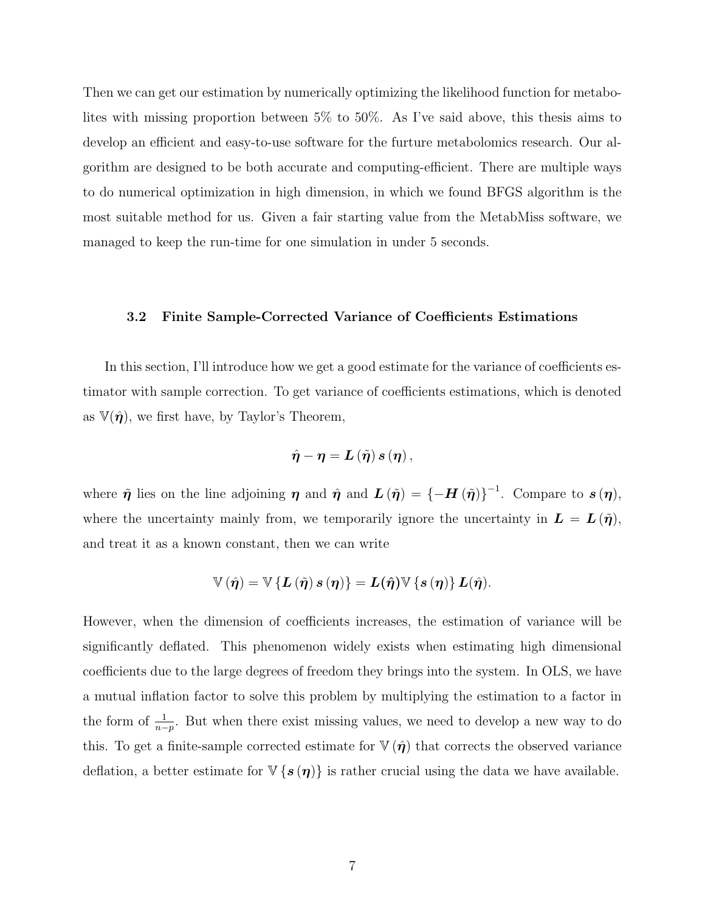Then we can get our estimation by numerically optimizing the likelihood function for metabolites with missing proportion between 5% to 50%. As I've said above, this thesis aims to develop an efficient and easy-to-use software for the furture metabolomics research. Our algorithm are designed to be both accurate and computing-efficient. There are multiple ways to do numerical optimization in high dimension, in which we found BFGS algorithm is the most suitable method for us. Given a fair starting value from the MetabMiss software, we managed to keep the run-time for one simulation in under 5 seconds.

### 3.2 Finite Sample-Corrected Variance of Coefficients Estimations

In this section, I'll introduce how we get a good estimate for the variance of coefficients estimator with sample correction. To get variance of coefficients estimations, which is denoted as $\mathbb{V}(\hat{\boldsymbol{\eta}})$, we first have, by Taylor's Theorem,

$$\hat{\boldsymbol{\eta}} - \boldsymbol{\eta} = \boldsymbol{L}\left(\tilde{\boldsymbol{\eta}}\right) \boldsymbol{s}\left(\boldsymbol{\eta}\right),$$

where $\tilde{\boldsymbol{\eta}}$ lies on the line adjoining $\boldsymbol{\eta}$ and $\hat{\boldsymbol{\eta}}$ and $\boldsymbol{L}\left(\tilde{\boldsymbol{\eta}}\right) = \left\{-\boldsymbol{H}\left(\tilde{\boldsymbol{\eta}}\right)\right\}^{-1}$. Compare to $\boldsymbol{s}\left(\boldsymbol{\eta}\right)$, where the uncertainty mainly from, we temporarily ignore the uncertainty in $\boldsymbol{L} = \boldsymbol{L}\left(\tilde{\boldsymbol{\eta}}\right)$, and treat it as a known constant, then we can write

$$\mathbb{V}\left(\hat{\boldsymbol{\eta}}\right) = \mathbb{V}\left\{\boldsymbol{L}\left(\tilde{\boldsymbol{\eta}}\right) \boldsymbol{s}\left(\boldsymbol{\eta}\right)\right\} = \boldsymbol{L}(\hat{\boldsymbol{\eta}}) \mathbb{V}\left\{\boldsymbol{s}\left(\boldsymbol{\eta}\right)\right\} \boldsymbol{L}(\hat{\boldsymbol{\eta}}).$$

However, when the dimension of coefficients increases, the estimation of variance will be significantly deflated. This phenomenon widely exists when estimating high dimensional coefficients due to the large degrees of freedom they brings into the system. In OLS, we have a mutual inflation factor to solve this problem by multiplying the estimation to a factor in the form of $\frac{1}{n-p}$. But when there exist missing values, we need to develop a new way to do this. To get a finite-sample corrected estimate for $\mathbb{V}\left(\hat{\boldsymbol{\eta}}\right)$ that corrects the observed variance deflation, a better estimate for $\mathbb{V}\left\{\boldsymbol{s}\left(\boldsymbol{\eta}\right)\right\}$ is rather crucial using the data we have available.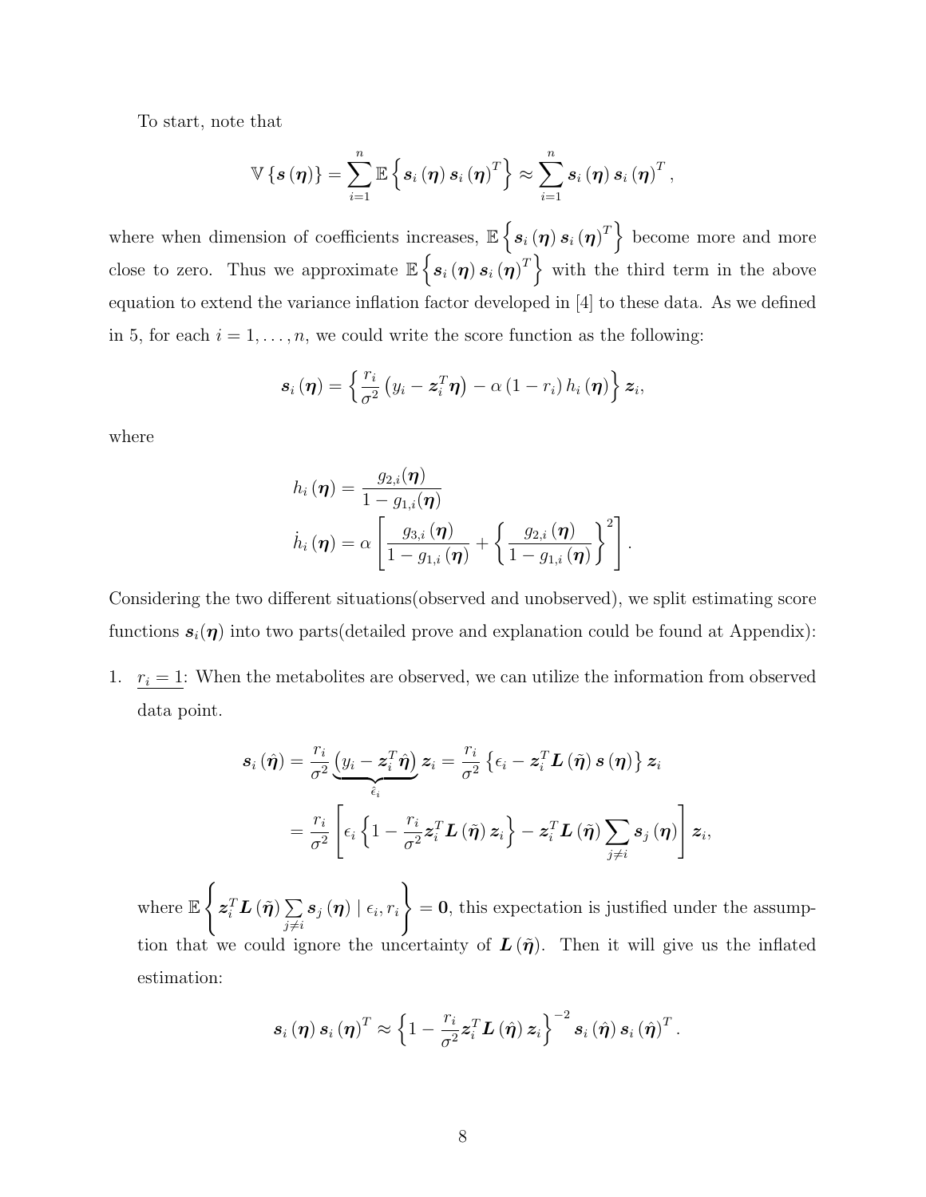To start, note that

$$\mathbb{V}\left\{\boldsymbol{s}\left(\boldsymbol{\eta}\right)\right\} = \sum_{i=1}^{n} \mathbb{E}\left\{\boldsymbol{s}_i\left(\boldsymbol{\eta}\right)\boldsymbol{s}_i\left(\boldsymbol{\eta}\right)^T\right\} \approx \sum_{i=1}^{n} \boldsymbol{s}_i\left(\boldsymbol{\eta}\right)\boldsymbol{s}_i\left(\boldsymbol{\eta}\right)^T,$$

where when dimension of coefficients increases, $\mathbb{E}\left\{\boldsymbol{s}_i\left(\boldsymbol{\eta}\right)\boldsymbol{s}_i\left(\boldsymbol{\eta}\right)^T\right\}$ become more and more close to zero. Thus we approximate $\mathbb{E}\left\{\boldsymbol{s}_i\left(\boldsymbol{\eta}\right)\boldsymbol{s}_i\left(\boldsymbol{\eta}\right)^T\right\}$ with the third term in the above equation to extend the variance inflation factor developed in [4] to these data. As we defined in 5, for each $i = 1, \ldots, n$, we could write the score function as the following:

$$\boldsymbol{s}_i\left(\boldsymbol{\eta}\right) = \left\{\frac{r_i}{\sigma^2}\left(y_i - \boldsymbol{z}_i^T\boldsymbol{\eta}\right) - \alpha\left(1 - r_i\right)h_i\left(\boldsymbol{\eta}\right)\right\}\boldsymbol{z}_i,$$

where

$$\begin{aligned} h_i\left(\boldsymbol{\eta}\right) &= \frac{g_{2,i}(\boldsymbol{\eta})}{1 - g_{1,i}(\boldsymbol{\eta})} \\ \dot{h}_i\left(\boldsymbol{\eta}\right) &= \alpha\left[\frac{g_{3,i}\left(\boldsymbol{\eta}\right)}{1 - g_{1,i}\left(\boldsymbol{\eta}\right)} + \left\{\frac{g_{2,i}\left(\boldsymbol{\eta}\right)}{1 - g_{1,i}\left(\boldsymbol{\eta}\right)}\right\}^2\right]. \end{aligned}$$

Considering the two different situations(observed and unobserved), we split estimating score functions $\boldsymbol{s}_i(\boldsymbol{\eta})$ into two parts(detailed prove and explanation could be found at Appendix):

1. $\underline{r_i = 1}$: When the metabolites are observed, we can utilize the information from observed data point.

$$\begin{aligned} \boldsymbol{s}_i\left(\hat{\boldsymbol{\eta}}\right) &= \frac{r_i}{\sigma^2}\underbrace{\left(y_i - \boldsymbol{z}_i^T\hat{\boldsymbol{\eta}}\right)}_{\hat{\epsilon}_i}\boldsymbol{z}_i = \frac{r_i}{\sigma^2}\left\{\epsilon_i - \boldsymbol{z}_i^T\boldsymbol{L}\left(\tilde{\boldsymbol{\eta}}\right)\boldsymbol{s}\left(\boldsymbol{\eta}\right)\right\}\boldsymbol{z}_i \\ &= \frac{r_i}{\sigma^2}\left[\epsilon_i\left\{1 - \frac{r_i}{\sigma^2}\boldsymbol{z}_i^T\boldsymbol{L}\left(\tilde{\boldsymbol{\eta}}\right)\boldsymbol{z}_i\right\} - \boldsymbol{z}_i^T\boldsymbol{L}\left(\tilde{\boldsymbol{\eta}}\right)\sum_{j\neq i}\boldsymbol{s}_j\left(\boldsymbol{\eta}\right)\right]\boldsymbol{z}_i, \end{aligned}$$

where $\mathbb{E}\left\{\boldsymbol{z}_i^T\boldsymbol{L}\left(\tilde{\boldsymbol{\eta}}\right)\sum_{j\neq i}\boldsymbol{s}_j\left(\boldsymbol{\eta}\right) \mid \epsilon_i, r_i\right\} = \boldsymbol{0}$, this expectation is justified under the assumption that we could ignore the uncertainty of $\boldsymbol{L}\left(\tilde{\boldsymbol{\eta}}\right)$. Then it will give us the inflated estimation:

$$\boldsymbol{s}_i\left(\boldsymbol{\eta}\right)\boldsymbol{s}_i\left(\boldsymbol{\eta}\right)^T \approx \left\{1 - \frac{r_i}{\sigma^2}\boldsymbol{z}_i^T\boldsymbol{L}\left(\hat{\boldsymbol{\eta}}\right)\boldsymbol{z}_i\right\}^{-2}\boldsymbol{s}_i\left(\hat{\boldsymbol{\eta}}\right)\boldsymbol{s}_i\left(\hat{\boldsymbol{\eta}}\right)^T.$$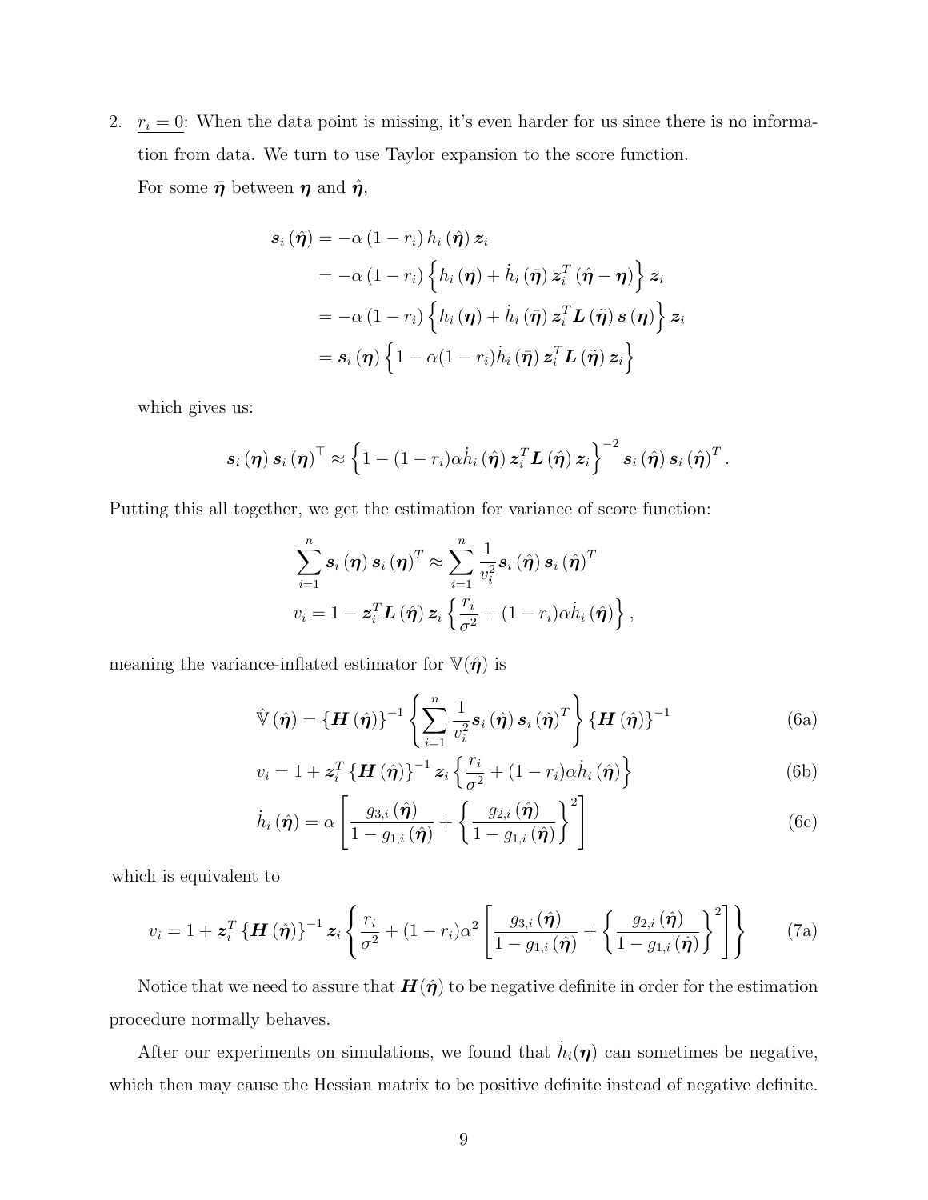2. $\underline{r_i = 0}$: When the data point is missing, it's even harder for us since there is no information from data. We turn to use Taylor expansion to the score function.

   For some $\bar{\boldsymbol{\eta}}$ between $\boldsymbol{\eta}$ and $\hat{\boldsymbol{\eta}}$,

$$
\begin{aligned}
\boldsymbol{s}_i(\hat{\boldsymbol{\eta}}) &= -\alpha(1-r_i)\, h_i(\hat{\boldsymbol{\eta}})\, \boldsymbol{z}_i \\
&= -\alpha(1-r_i)\left\{ h_i(\boldsymbol{\eta}) + \dot{h}_i(\bar{\boldsymbol{\eta}})\, \boldsymbol{z}_i^T(\hat{\boldsymbol{\eta}} - \boldsymbol{\eta}) \right\} \boldsymbol{z}_i \\
&= -\alpha(1-r_i)\left\{ h_i(\boldsymbol{\eta}) + \dot{h}_i(\bar{\boldsymbol{\eta}})\, \boldsymbol{z}_i^T \boldsymbol{L}(\tilde{\boldsymbol{\eta}})\, \boldsymbol{s}(\boldsymbol{\eta}) \right\} \boldsymbol{z}_i \\
&= \boldsymbol{s}_i(\boldsymbol{\eta}) \left\{ 1 - \alpha(1-r_i)\dot{h}_i(\bar{\boldsymbol{\eta}})\, \boldsymbol{z}_i^T \boldsymbol{L}(\tilde{\boldsymbol{\eta}})\, \boldsymbol{z}_i \right\}
\end{aligned}
$$

   which gives us:

$$
\boldsymbol{s}_i(\boldsymbol{\eta})\, \boldsymbol{s}_i(\boldsymbol{\eta})^\top \approx \left\{ 1 - (1-r_i)\alpha \dot{h}_i(\hat{\boldsymbol{\eta}})\, \boldsymbol{z}_i^T \boldsymbol{L}(\hat{\boldsymbol{\eta}})\, \boldsymbol{z}_i \right\}^{-2} \boldsymbol{s}_i(\hat{\boldsymbol{\eta}})\, \boldsymbol{s}_i(\hat{\boldsymbol{\eta}})^T.
$$

Putting this all together, we get the estimation for variance of score function:

$$
\begin{aligned}
\sum_{i=1}^{n} \boldsymbol{s}_i(\boldsymbol{\eta})\, \boldsymbol{s}_i(\boldsymbol{\eta})^T &\approx \sum_{i=1}^{n} \frac{1}{v_i^2} \boldsymbol{s}_i(\hat{\boldsymbol{\eta}})\, \boldsymbol{s}_i(\hat{\boldsymbol{\eta}})^T \\
v_i &= 1 - \boldsymbol{z}_i^T \boldsymbol{L}(\hat{\boldsymbol{\eta}})\, \boldsymbol{z}_i \left\{ \frac{r_i}{\sigma^2} + (1-r_i)\alpha \dot{h}_i(\hat{\boldsymbol{\eta}}) \right\},
\end{aligned}
$$

meaning the variance-inflated estimator for $\mathbb{V}(\hat{\boldsymbol{\eta}})$ is

$$
\hat{\mathbb{V}}(\hat{\boldsymbol{\eta}}) = \left\{ \boldsymbol{H}(\hat{\boldsymbol{\eta}}) \right\}^{-1} \left\{ \sum_{i=1}^{n} \frac{1}{v_i^2} \boldsymbol{s}_i(\hat{\boldsymbol{\eta}})\, \boldsymbol{s}_i(\hat{\boldsymbol{\eta}})^T \right\} \left\{ \boldsymbol{H}(\hat{\boldsymbol{\eta}}) \right\}^{-1} \tag{6a}
$$

$$
v_i = 1 + \boldsymbol{z}_i^T \left\{ \boldsymbol{H}(\hat{\boldsymbol{\eta}}) \right\}^{-1} \boldsymbol{z}_i \left\{ \frac{r_i}{\sigma^2} + (1-r_i)\alpha \dot{h}_i(\hat{\boldsymbol{\eta}}) \right\} \tag{6b}
$$

$$
\dot{h}_i(\hat{\boldsymbol{\eta}}) = \alpha \left[ \frac{g_{3,i}(\hat{\boldsymbol{\eta}})}{1 - g_{1,i}(\hat{\boldsymbol{\eta}})} + \left\{ \frac{g_{2,i}(\hat{\boldsymbol{\eta}})}{1 - g_{1,i}(\hat{\boldsymbol{\eta}})} \right\}^2 \right] \tag{6c}
$$

which is equivalent to

$$
v_i = 1 + \boldsymbol{z}_i^T \left\{ \boldsymbol{H}(\hat{\boldsymbol{\eta}}) \right\}^{-1} \boldsymbol{z}_i \left\{ \frac{r_i}{\sigma^2} + (1-r_i)\alpha^2 \left[ \frac{g_{3,i}(\hat{\boldsymbol{\eta}})}{1 - g_{1,i}(\hat{\boldsymbol{\eta}})} + \left\{ \frac{g_{2,i}(\hat{\boldsymbol{\eta}})}{1 - g_{1,i}(\hat{\boldsymbol{\eta}})} \right\}^2 \right] \right\} \tag{7a}
$$

Notice that we need to assure that $\boldsymbol{H}(\hat{\boldsymbol{\eta}})$ to be negative definite in order for the estimation procedure normally behaves.

After our experiments on simulations, we found that $\dot{h}_i(\boldsymbol{\eta})$ can sometimes be negative, which then may cause the Hessian matrix to be positive definite instead of negative definite.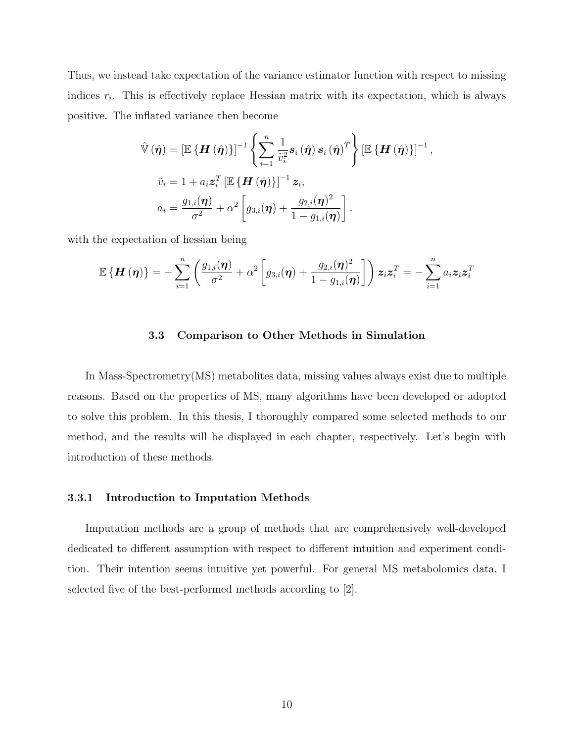Thus, we instead take expectation of the variance estimator function with respect to missing indices $r_i$. This is effectively replace Hessian matrix with its expectation, which is always positive. The inflated variance then become

$$
\begin{aligned}
\hat{\mathbb{V}}(\hat{\boldsymbol{\eta}}) &= \left[\mathbb{E}\left\{\boldsymbol{H}(\hat{\boldsymbol{\eta}})\right\}\right]^{-1} \left\{ \sum_{i=1}^{n} \frac{1}{\tilde{v}_i^2} \boldsymbol{s}_i(\hat{\boldsymbol{\eta}}) \boldsymbol{s}_i(\hat{\boldsymbol{\eta}})^T \right\} \left[\mathbb{E}\left\{\boldsymbol{H}(\hat{\boldsymbol{\eta}})\right\}\right]^{-1}, \\
\tilde{v}_i &= 1 + a_i \boldsymbol{z}_i^T \left[\mathbb{E}\left\{\boldsymbol{H}(\hat{\boldsymbol{\eta}})\right\}\right]^{-1} \boldsymbol{z}_i, \\
a_i &= \frac{g_{1,i}(\boldsymbol{\eta})}{\sigma^2} + \alpha^2 \left[ g_{3,i}(\boldsymbol{\eta}) + \frac{g_{2,i}(\boldsymbol{\eta})^2}{1 - g_{1,i}(\boldsymbol{\eta})} \right].
\end{aligned}
$$

with the expectation of hessian being

$$
\mathbb{E}\left\{\boldsymbol{H}(\boldsymbol{\eta})\right\} = -\sum_{i=1}^{n} \left( \frac{g_{1,i}(\boldsymbol{\eta})}{\sigma^2} + \alpha^2 \left[ g_{3,i}(\boldsymbol{\eta}) + \frac{g_{2,i}(\boldsymbol{\eta})^2}{1 - g_{1,i}(\boldsymbol{\eta})} \right] \right) \boldsymbol{z}_i \boldsymbol{z}_i^T = -\sum_{i=1}^{n} a_i \boldsymbol{z}_i \boldsymbol{z}_i^T
$$

## 3.3 Comparison to Other Methods in Simulation

In Mass-Spectrometry(MS) metabolites data, missing values always exist due to multiple reasons. Based on the properties of MS, many algorithms have been developed or adopted to solve this problem. In this thesis, I thoroughly compared some selected methods to our method, and the results will be displayed in each chapter, respectively. Let's begin with introduction of these methods.

### 3.3.1 Introduction to Imputation Methods

Imputation methods are a group of methods that are comprehensively well-developed dedicated to different assumption with respect to different intuition and experiment condition. Their intention seems intuitive yet powerful. For general MS metabolomics data, I selected five of the best-performed methods according to [2].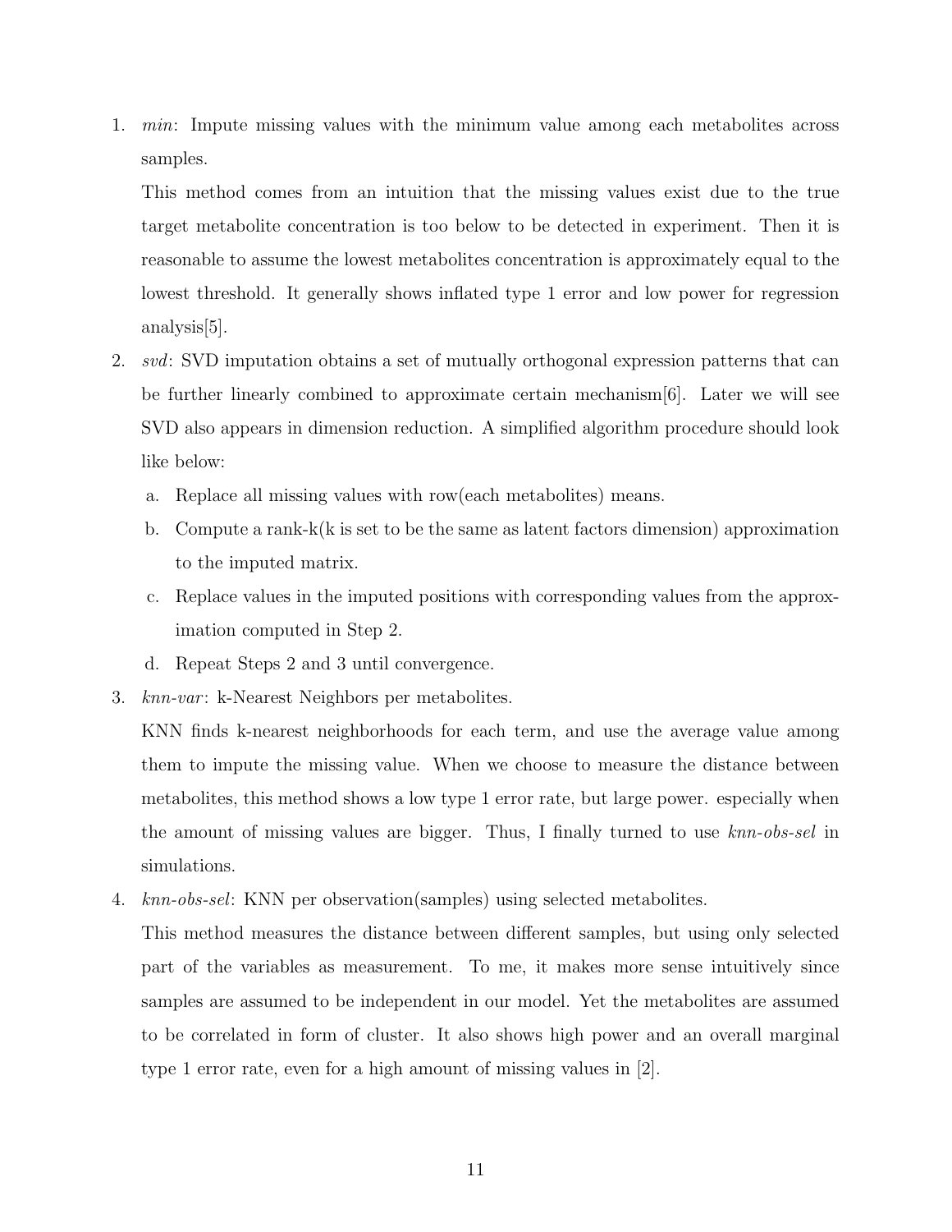1. *min*: Impute missing values with the minimum value among each metabolites across samples.

   This method comes from an intuition that the missing values exist due to the true target metabolite concentration is too below to be detected in experiment. Then it is reasonable to assume the lowest metabolites concentration is approximately equal to the lowest threshold. It generally shows inflated type 1 error and low power for regression analysis[5].

2. *svd*: SVD imputation obtains a set of mutually orthogonal expression patterns that can be further linearly combined to approximate certain mechanism[6]. Later we will see SVD also appears in dimension reduction. A simplified algorithm procedure should look like below:

   a. Replace all missing values with row(each metabolites) means.

   b. Compute a rank-k(k is set to be the same as latent factors dimension) approximation to the imputed matrix.

   c. Replace values in the imputed positions with corresponding values from the approximation computed in Step 2.

   d. Repeat Steps 2 and 3 until convergence.

3. *knn-var*: k-Nearest Neighbors per metabolites.

   KNN finds k-nearest neighborhoods for each term, and use the average value among them to impute the missing value. When we choose to measure the distance between metabolites, this method shows a low type 1 error rate, but large power. especially when the amount of missing values are bigger. Thus, I finally turned to use *knn-obs-sel* in simulations.

4. *knn-obs-sel*: KNN per observation(samples) using selected metabolites.

   This method measures the distance between different samples, but using only selected part of the variables as measurement. To me, it makes more sense intuitively since samples are assumed to be independent in our model. Yet the metabolites are assumed to be correlated in form of cluster. It also shows high power and an overall marginal type 1 error rate, even for a high amount of missing values in [2].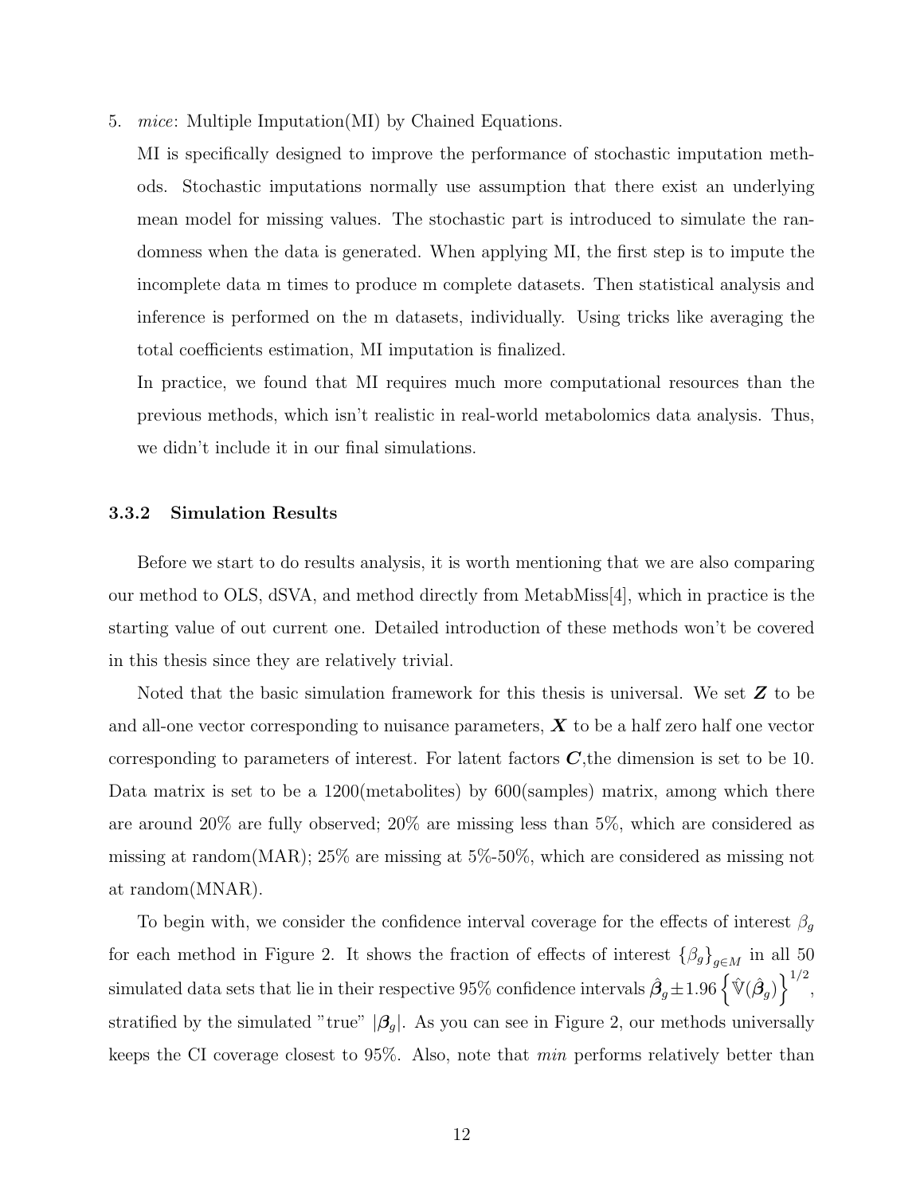5. *mice*: Multiple Imputation(MI) by Chained Equations.

   MI is specifically designed to improve the performance of stochastic imputation methods. Stochastic imputations normally use assumption that there exist an underlying mean model for missing values. The stochastic part is introduced to simulate the randomness when the data is generated. When applying MI, the first step is to impute the incomplete data m times to produce m complete datasets. Then statistical analysis and inference is performed on the m datasets, individually. Using tricks like averaging the total coefficients estimation, MI imputation is finalized.

   In practice, we found that MI requires much more computational resources than the previous methods, which isn't realistic in real-world metabolomics data analysis. Thus, we didn't include it in our final simulations.

### 3.3.2 Simulation Results

Before we start to do results analysis, it is worth mentioning that we are also comparing our method to OLS, dSVA, and method directly from MetabMiss[4], which in practice is the starting value of out current one. Detailed introduction of these methods won't be covered in this thesis since they are relatively trivial.

Noted that the basic simulation framework for this thesis is universal. We set $\boldsymbol{Z}$ to be and all-one vector corresponding to nuisance parameters, $\boldsymbol{X}$ to be a half zero half one vector corresponding to parameters of interest. For latent factors $\boldsymbol{C}$,the dimension is set to be 10. Data matrix is set to be a 1200(metabolites) by 600(samples) matrix, among which there are around 20% are fully observed; 20% are missing less than 5%, which are considered as missing at random(MAR); 25% are missing at 5%-50%, which are considered as missing not at random(MNAR).

To begin with, we consider the confidence interval coverage for the effects of interest $\beta_g$ for each method in Figure 2. It shows the fraction of effects of interest $\{\beta_g\}_{g \in M}$ in all 50 simulated data sets that lie in their respective 95% confidence intervals $\hat{\boldsymbol{\beta}}_g \pm 1.96 \left\{ \hat{\mathbb{V}}(\hat{\boldsymbol{\beta}}_g) \right\}^{1/2}$, stratified by the simulated "true" $|\boldsymbol{\beta}_g|$. As you can see in Figure 2, our methods universally keeps the CI coverage closest to 95%. Also, note that *min* performs relatively better than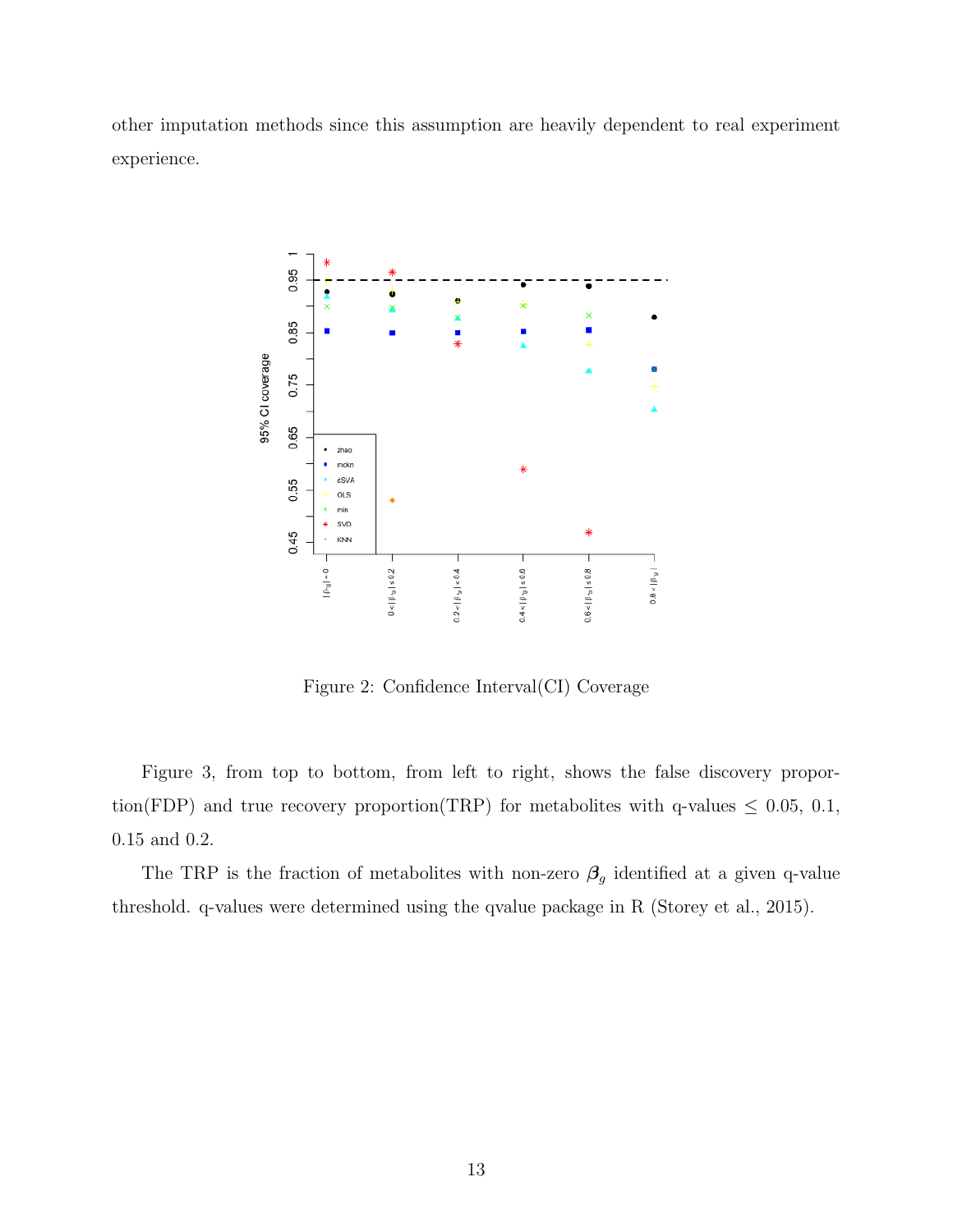other imputation methods since this assumption are heavily dependent to real experiment experience.

Figure 2: Confidence Interval(CI) Coverage

Figure 3, from top to bottom, from left to right, shows the false discovery proportion(FDP) and true recovery proportion(TRP) for metabolites with q-values $\leq$ 0.05, 0.1, 0.15 and 0.2.

The TRP is the fraction of metabolites with non-zero $\boldsymbol{\beta}_g$ identified at a given q-value threshold. q-values were determined using the qvalue package in R (Storey et al., 2015).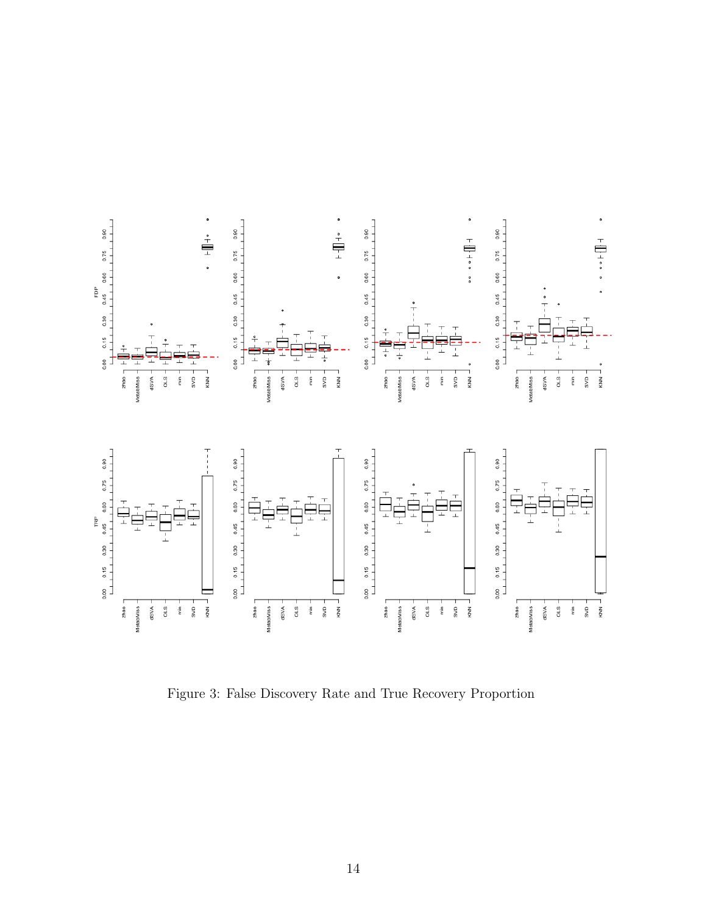Figure 3: False Discovery Rate and True Recovery Proportion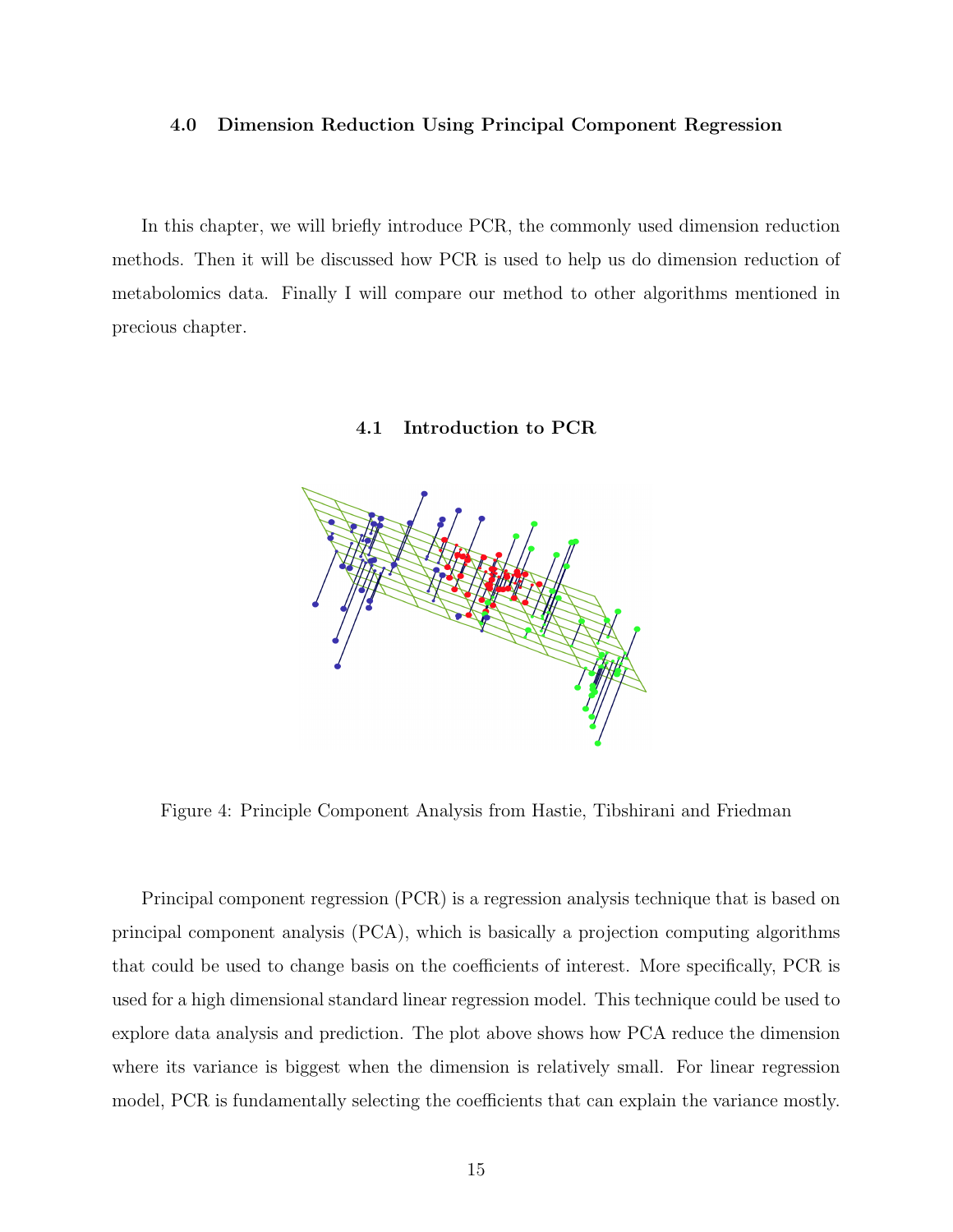### 4.0 Dimension Reduction Using Principal Component Regression

In this chapter, we will briefly introduce PCR, the commonly used dimension reduction methods. Then it will be discussed how PCR is used to help us do dimension reduction of metabolomics data. Finally I will compare our method to other algorithms mentioned in precious chapter.

#### 4.1 Introduction to PCR

Figure 4: Principle Component Analysis from Hastie, Tibshirani and Friedman

Principal component regression (PCR) is a regression analysis technique that is based on principal component analysis (PCA), which is basically a projection computing algorithms that could be used to change basis on the coefficients of interest. More specifically, PCR is used for a high dimensional standard linear regression model. This technique could be used to explore data analysis and prediction. The plot above shows how PCA reduce the dimension where its variance is biggest when the dimension is relatively small. For linear regression model, PCR is fundamentally selecting the coefficients that can explain the variance mostly.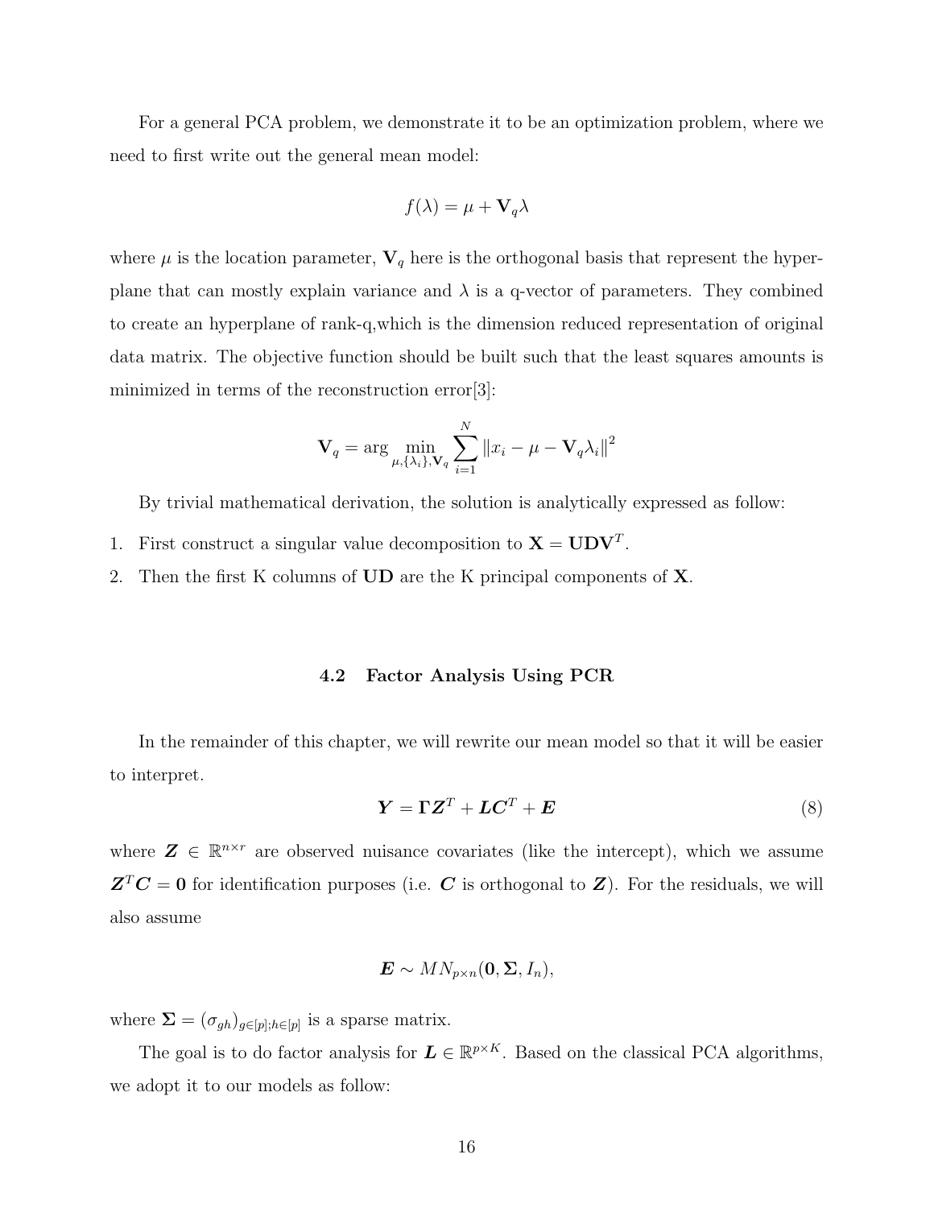For a general PCA problem, we demonstrate it to be an optimization problem, where we need to first write out the general mean model:

$$f(\lambda) = \mu + \mathbf{V}_q \lambda$$

where $\mu$ is the location parameter, $\mathbf{V}_q$ here is the orthogonal basis that represent the hyperplane that can mostly explain variance and $\lambda$ is a q-vector of parameters. They combined to create an hyperplane of rank-q,which is the dimension reduced representation of original data matrix. The objective function should be built such that the least squares amounts is minimized in terms of the reconstruction error[3]:

$$\mathbf{V}_q = \arg \min_{\mu, \{\lambda_i\}, \mathbf{V}_q} \sum_{i=1}^{N} \|x_i - \mu - \mathbf{V}_q \lambda_i\|^2$$

By trivial mathematical derivation, the solution is analytically expressed as follow:

1. First construct a singular value decomposition to $\mathbf{X} = \mathbf{U}\mathbf{D}\mathbf{V}^T$.
2. Then the first K columns of $\mathbf{U}\mathbf{D}$ are the K principal components of $\mathbf{X}$.

### 4.2 Factor Analysis Using PCR

In the remainder of this chapter, we will rewrite our mean model so that it will be easier to interpret.

$$\boldsymbol{Y} = \boldsymbol{\Gamma} \boldsymbol{Z}^T + \boldsymbol{L}\boldsymbol{C}^T + \boldsymbol{E} \tag{8}$$

where $\boldsymbol{Z} \in \mathbb{R}^{n \times r}$ are observed nuisance covariates (like the intercept), which we assume $\boldsymbol{Z}^T \boldsymbol{C} = \mathbf{0}$ for identification purposes (i.e. $\boldsymbol{C}$ is orthogonal to $\boldsymbol{Z}$). For the residuals, we will also assume

$$\boldsymbol{E} \sim MN_{p \times n}(\mathbf{0}, \boldsymbol{\Sigma}, I_n),$$

where $\boldsymbol{\Sigma} = (\sigma_{gh})_{g \in [p]; h \in [p]}$ is a sparse matrix.

The goal is to do factor analysis for $\boldsymbol{L} \in \mathbb{R}^{p \times K}$. Based on the classical PCA algorithms, we adopt it to our models as follow: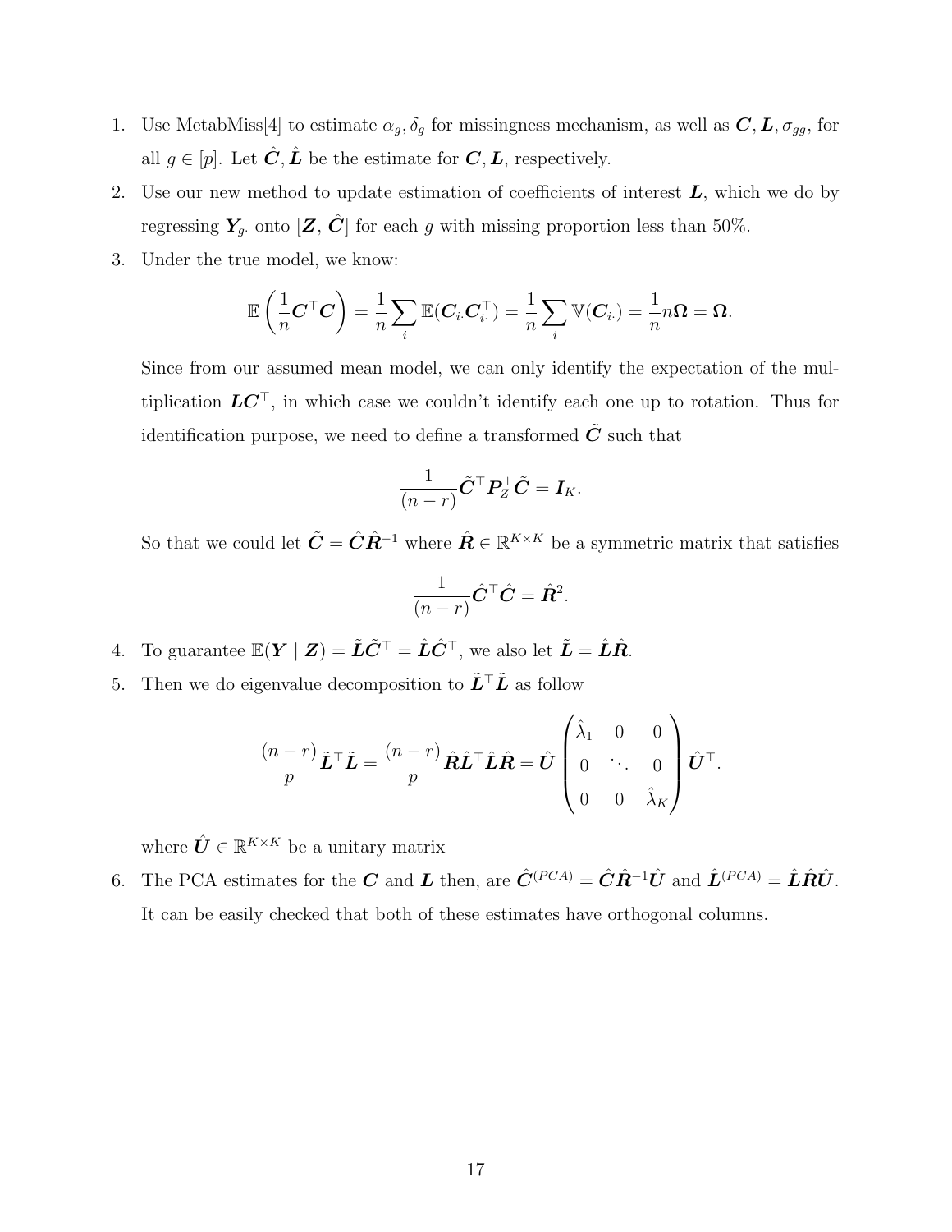1. Use MetabMiss[4] to estimate $\alpha_g, \delta_g$ for missingness mechanism, as well as $\boldsymbol{C}, \boldsymbol{L}, \sigma_{gg}$, for all $g \in [p]$. Let $\hat{\boldsymbol{C}}, \hat{\boldsymbol{L}}$ be the estimate for $\boldsymbol{C}, \boldsymbol{L}$, respectively.
2. Use our new method to update estimation of coefficients of interest $\boldsymbol{L}$, which we do by regressing $\boldsymbol{Y}_{g\cdot}$ onto $[\boldsymbol{Z}, \hat{\boldsymbol{C}}]$ for each $g$ with missing proportion less than 50%.
3. Under the true model, we know:

$$\mathbb{E}\left(\frac{1}{n}\boldsymbol{C}^\top \boldsymbol{C}\right) = \frac{1}{n}\sum_i \mathbb{E}(\boldsymbol{C}_{i\cdot}\boldsymbol{C}_{i\cdot}^\top) = \frac{1}{n}\sum_i \mathbb{V}(\boldsymbol{C}_{i\cdot}) = \frac{1}{n} n\boldsymbol{\Omega} = \boldsymbol{\Omega}.$$

   Since from our assumed mean model, we can only identify the expectation of the multiplication $\boldsymbol{L}\boldsymbol{C}^\top$, in which case we couldn't identify each one up to rotation. Thus for identification purpose, we need to define a transformed $\tilde{\boldsymbol{C}}$ such that

$$\frac{1}{(n-r)}\tilde{\boldsymbol{C}}^\top \boldsymbol{P}_Z^\perp \tilde{\boldsymbol{C}} = \boldsymbol{I}_K.$$

   So that we could let $\tilde{\boldsymbol{C}} = \hat{\boldsymbol{C}}\hat{\boldsymbol{R}}^{-1}$ where $\hat{\boldsymbol{R}} \in \mathbb{R}^{K\times K}$ be a symmetric matrix that satisfies

$$\frac{1}{(n-r)}\hat{\boldsymbol{C}}^\top \hat{\boldsymbol{C}} = \hat{\boldsymbol{R}}^2.$$

4. To guarantee $\mathbb{E}(\boldsymbol{Y} \mid \boldsymbol{Z}) = \tilde{\boldsymbol{L}}\tilde{\boldsymbol{C}}^\top = \hat{\boldsymbol{L}}\hat{\boldsymbol{C}}^\top$, we also let $\tilde{\boldsymbol{L}} = \hat{\boldsymbol{L}}\hat{\boldsymbol{R}}$.
5. Then we do eigenvalue decomposition to $\tilde{\boldsymbol{L}}^\top\tilde{\boldsymbol{L}}$ as follow

$$\frac{(n-r)}{p}\tilde{\boldsymbol{L}}^\top\tilde{\boldsymbol{L}} = \frac{(n-r)}{p}\hat{\boldsymbol{R}}\hat{\boldsymbol{L}}^\top\hat{\boldsymbol{L}}\hat{\boldsymbol{R}} = \hat{\boldsymbol{U}}\begin{pmatrix} \hat{\lambda}_1 & 0 & 0 \\ 0 & \ddots & 0 \\ 0 & 0 & \hat{\lambda}_K \end{pmatrix}\hat{\boldsymbol{U}}^\top.$$

   where $\hat{\boldsymbol{U}} \in \mathbb{R}^{K\times K}$ be a unitary matrix
6. The PCA estimates for the $\boldsymbol{C}$ and $\boldsymbol{L}$ then, are $\hat{\boldsymbol{C}}^{(PCA)} = \hat{\boldsymbol{C}}\hat{\boldsymbol{R}}^{-1}\hat{\boldsymbol{U}}$ and $\hat{\boldsymbol{L}}^{(PCA)} = \hat{\boldsymbol{L}}\hat{\boldsymbol{R}}\hat{\boldsymbol{U}}$. It can be easily checked that both of these estimates have orthogonal columns.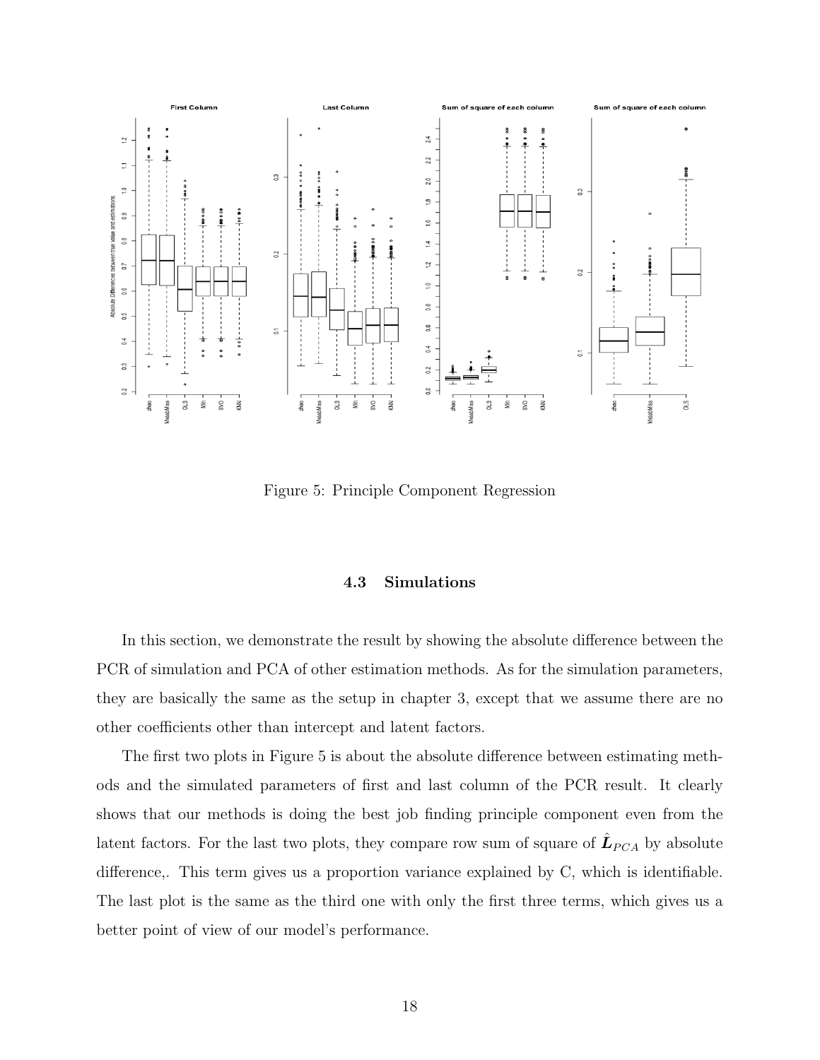Figure 5: Principle Component Regression

### 4.3 Simulations

In this section, we demonstrate the result by showing the absolute difference between the PCR of simulation and PCA of other estimation methods. As for the simulation parameters, they are basically the same as the setup in chapter 3, except that we assume there are no other coefficients other than intercept and latent factors.

The first two plots in Figure 5 is about the absolute difference between estimating methods and the simulated parameters of first and last column of the PCR result. It clearly shows that our methods is doing the best job finding principle component even from the latent factors. For the last two plots, they compare row sum of square of $\hat{\boldsymbol{L}}_{PCA}$ by absolute difference,. This term gives us a proportion variance explained by C, which is identifiable. The last plot is the same as the third one with only the first three terms, which gives us a better point of view of our model's performance.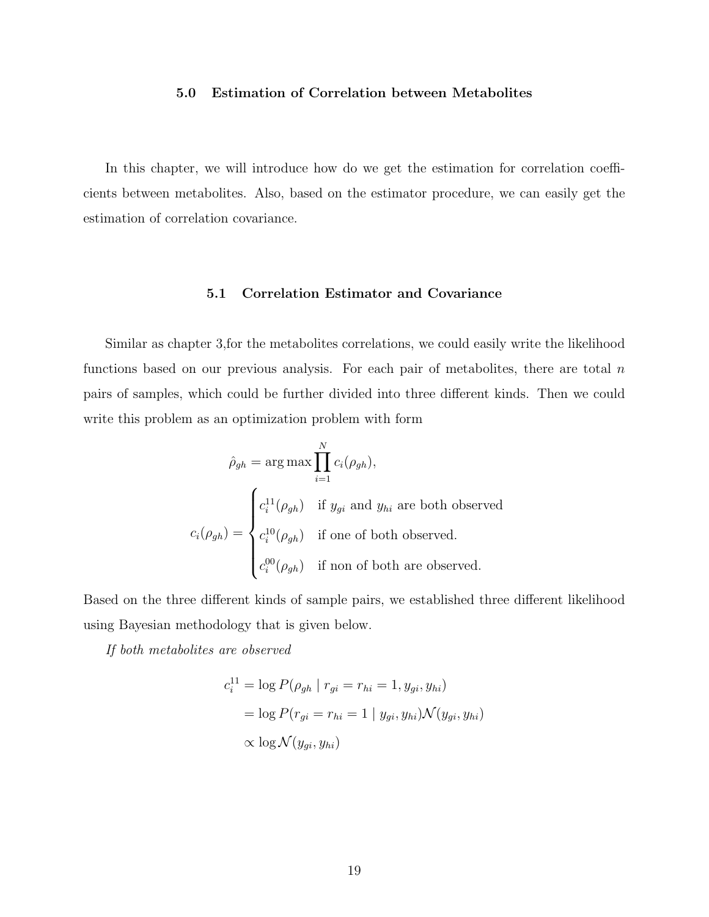## 5.0 Estimation of Correlation between Metabolites

In this chapter, we will introduce how do we get the estimation for correlation coefficients between metabolites. Also, based on the estimator procedure, we can easily get the estimation of correlation covariance.

### 5.1 Correlation Estimator and Covariance

Similar as chapter 3,for the metabolites correlations, we could easily write the likelihood functions based on our previous analysis. For each pair of metabolites, there are total $n$ pairs of samples, which could be further divided into three different kinds. Then we could write this problem as an optimization problem with form

$$
\hat{\rho}_{gh} = \arg\max \prod_{i=1}^{N} c_i(\rho_{gh}),
$$

$$
c_i(\rho_{gh}) = \begin{cases} c_i^{11}(\rho_{gh}) & \text{if } y_{gi} \text{ and } y_{hi} \text{ are both observed} \\ c_i^{10}(\rho_{gh}) & \text{if one of both observed.} \\ c_i^{00}(\rho_{gh}) & \text{if non of both are observed.} \end{cases}
$$

Based on the three different kinds of sample pairs, we established three different likelihood using Bayesian methodology that is given below.

*If both metabolites are observed*

$$
\begin{aligned}
c_i^{11} &= \log P(\rho_{gh} \mid r_{gi} = r_{hi} = 1, y_{gi}, y_{hi}) \\
&= \log P(r_{gi} = r_{hi} = 1 \mid y_{gi}, y_{hi}) \mathcal{N}(y_{gi}, y_{hi}) \\
&\propto \log \mathcal{N}(y_{gi}, y_{hi})
\end{aligned}
$$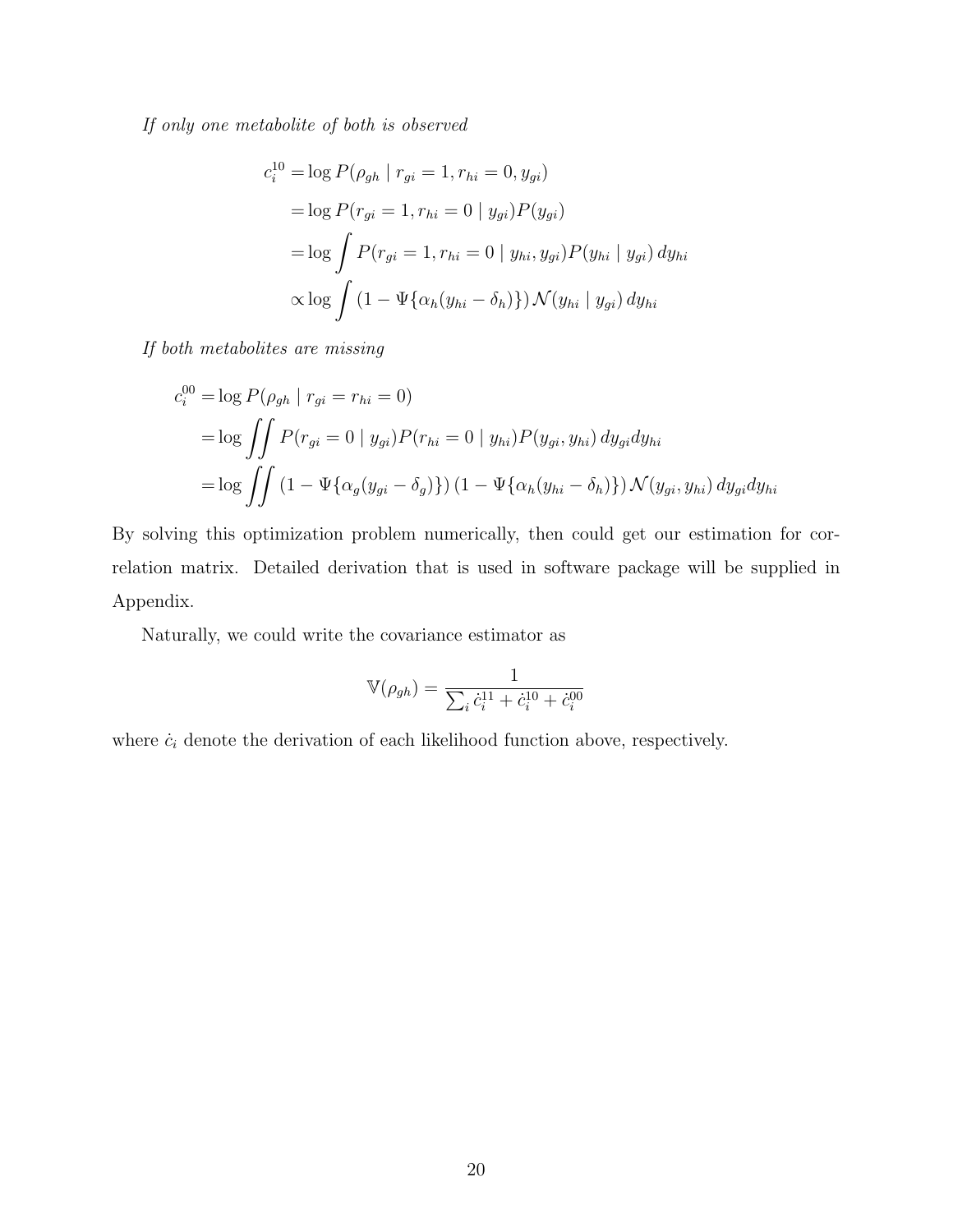*If only one metabolite of both is observed*

$$
\begin{aligned}
c_i^{10} &= \log P(\rho_{gh} \mid r_{gi} = 1, r_{hi} = 0, y_{gi}) \\
&= \log P(r_{gi} = 1, r_{hi} = 0 \mid y_{gi}) P(y_{gi}) \\
&= \log \int P(r_{gi} = 1, r_{hi} = 0 \mid y_{hi}, y_{gi}) P(y_{hi} \mid y_{gi}) \, dy_{hi} \\
&\propto \log \int (1 - \Psi\{\alpha_h(y_{hi} - \delta_h)\}) \, \mathcal{N}(y_{hi} \mid y_{gi}) \, dy_{hi}
\end{aligned}
$$

*If both metabolites are missing*

$$
\begin{aligned}
c_i^{00} &= \log P(\rho_{gh} \mid r_{gi} = r_{hi} = 0) \\
&= \log \iint P(r_{gi} = 0 \mid y_{gi}) P(r_{hi} = 0 \mid y_{hi}) P(y_{gi}, y_{hi}) \, dy_{gi} dy_{hi} \\
&= \log \iint (1 - \Psi\{\alpha_g(y_{gi} - \delta_g)\}) \, (1 - \Psi\{\alpha_h(y_{hi} - \delta_h)\}) \, \mathcal{N}(y_{gi}, y_{hi}) \, dy_{gi} dy_{hi}
\end{aligned}
$$

By solving this optimization problem numerically, then could get our estimation for correlation matrix. Detailed derivation that is used in software package will be supplied in Appendix.

Naturally, we could write the covariance estimator as

$$
\mathbb{V}(\rho_{gh}) = \frac{1}{\sum_i \dot{c}_i^{11} + \dot{c}_i^{10} + \dot{c}_i^{00}}
$$

where $\dot{c}_i$ denote the derivation of each likelihood function above, respectively.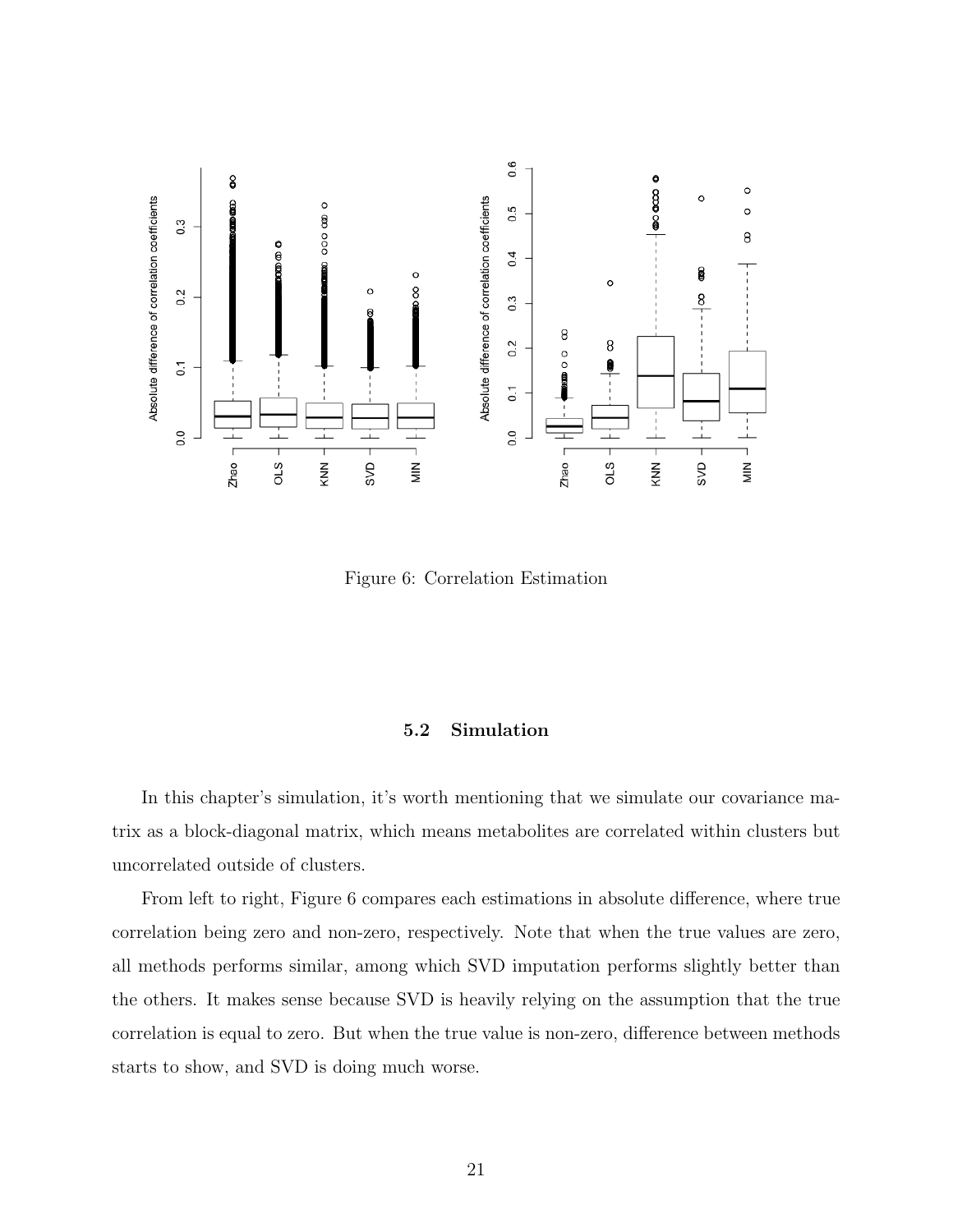Figure 6: Correlation Estimation

### 5.2 Simulation

In this chapter's simulation, it's worth mentioning that we simulate our covariance matrix as a block-diagonal matrix, which means metabolites are correlated within clusters but uncorrelated outside of clusters.

From left to right, Figure 6 compares each estimations in absolute difference, where true correlation being zero and non-zero, respectively. Note that when the true values are zero, all methods performs similar, among which SVD imputation performs slightly better than the others. It makes sense because SVD is heavily relying on the assumption that the true correlation is equal to zero. But when the true value is non-zero, difference between methods starts to show, and SVD is doing much worse.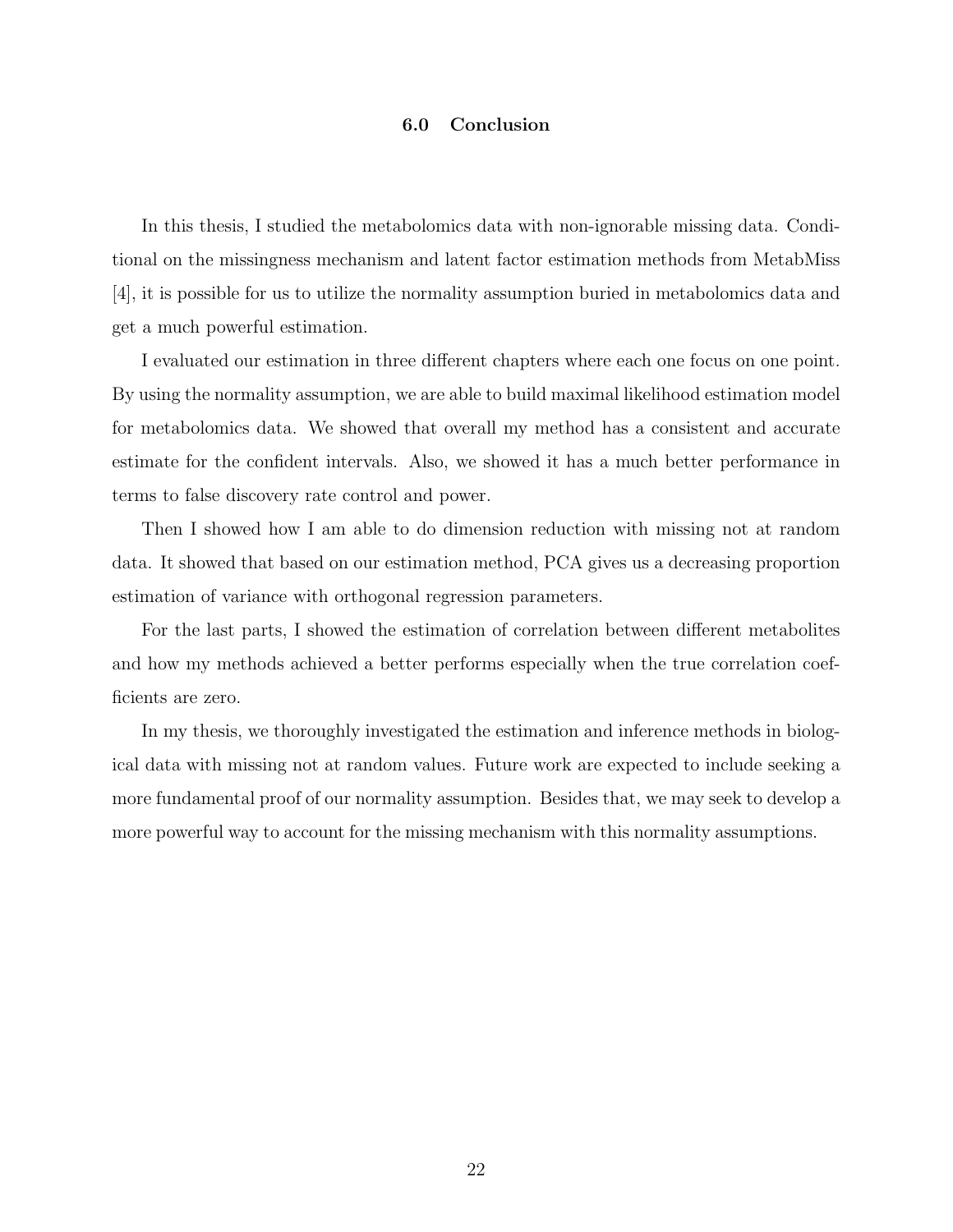## 6.0 Conclusion

In this thesis, I studied the metabolomics data with non-ignorable missing data. Conditional on the missingness mechanism and latent factor estimation methods from MetabMiss [4], it is possible for us to utilize the normality assumption buried in metabolomics data and get a much powerful estimation.

I evaluated our estimation in three different chapters where each one focus on one point. By using the normality assumption, we are able to build maximal likelihood estimation model for metabolomics data. We showed that overall my method has a consistent and accurate estimate for the confident intervals. Also, we showed it has a much better performance in terms to false discovery rate control and power.

Then I showed how I am able to do dimension reduction with missing not at random data. It showed that based on our estimation method, PCA gives us a decreasing proportion estimation of variance with orthogonal regression parameters.

For the last parts, I showed the estimation of correlation between different metabolites and how my methods achieved a better performs especially when the true correlation coefficients are zero.

In my thesis, we thoroughly investigated the estimation and inference methods in biological data with missing not at random values. Future work are expected to include seeking a more fundamental proof of our normality assumption. Besides that, we may seek to develop a more powerful way to account for the missing mechanism with this normality assumptions.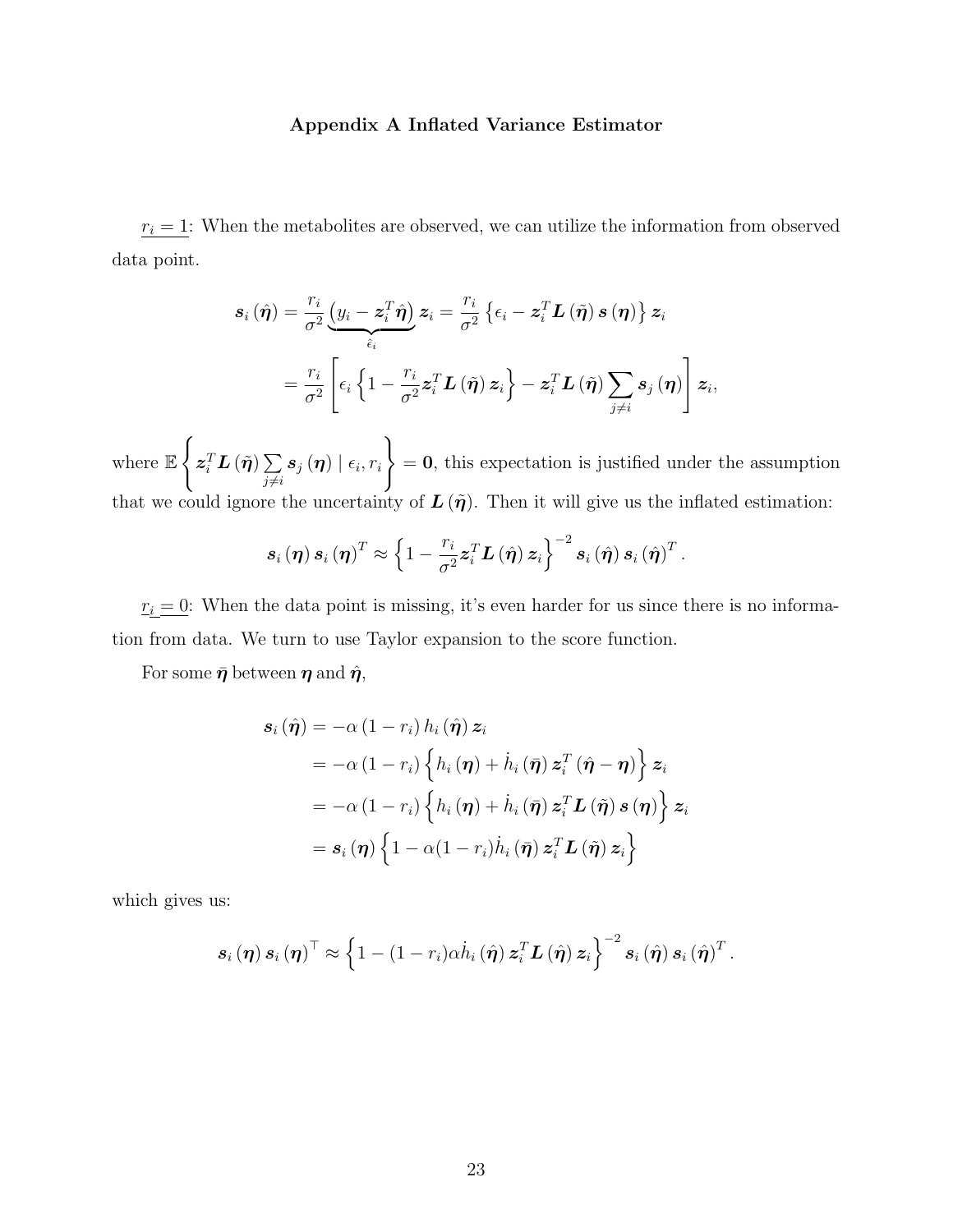# Appendix A Inflated Variance Estimator

$\underline{r_i = 1}$: When the metabolites are observed, we can utilize the information from observed data point.

$$
\begin{aligned}
\boldsymbol{s}_i(\hat{\boldsymbol{\eta}}) &= \frac{r_i}{\sigma^2} \underbrace{\left(y_i - \boldsymbol{z}_i^T \hat{\boldsymbol{\eta}}\right)}_{\hat{\epsilon}_i} \boldsymbol{z}_i = \frac{r_i}{\sigma^2} \left\{ \epsilon_i - \boldsymbol{z}_i^T \boldsymbol{L}(\tilde{\boldsymbol{\eta}}) \boldsymbol{s}(\boldsymbol{\eta}) \right\} \boldsymbol{z}_i \\
&= \frac{r_i}{\sigma^2} \left[ \epsilon_i \left\{ 1 - \frac{r_i}{\sigma^2} \boldsymbol{z}_i^T \boldsymbol{L}(\tilde{\boldsymbol{\eta}}) \boldsymbol{z}_i \right\} - \boldsymbol{z}_i^T \boldsymbol{L}(\tilde{\boldsymbol{\eta}}) \sum_{j \neq i} \boldsymbol{s}_j(\boldsymbol{\eta}) \right] \boldsymbol{z}_i,
\end{aligned}
$$

where $\mathbb{E}\left\{ \boldsymbol{z}_i^T \boldsymbol{L}(\tilde{\boldsymbol{\eta}}) \sum_{j \neq i} \boldsymbol{s}_j(\boldsymbol{\eta}) \mid \epsilon_i, r_i \right\} = \boldsymbol{0}$, this expectation is justified under the assumption that we could ignore the uncertainty of $\boldsymbol{L}(\tilde{\boldsymbol{\eta}})$. Then it will give us the inflated estimation:

$$
\boldsymbol{s}_i(\boldsymbol{\eta}) \boldsymbol{s}_i(\boldsymbol{\eta})^T \approx \left\{ 1 - \frac{r_i}{\sigma^2} \boldsymbol{z}_i^T \boldsymbol{L}(\hat{\boldsymbol{\eta}}) \boldsymbol{z}_i \right\}^{-2} \boldsymbol{s}_i(\hat{\boldsymbol{\eta}}) \boldsymbol{s}_i(\hat{\boldsymbol{\eta}})^T.
$$

$\underline{r_i = 0}$: When the data point is missing, it's even harder for us since there is no information from data. We turn to use Taylor expansion to the score function.

For some $\bar{\boldsymbol{\eta}}$ between $\boldsymbol{\eta}$ and $\hat{\boldsymbol{\eta}}$,

$$
\begin{aligned}
\boldsymbol{s}_i(\hat{\boldsymbol{\eta}}) &= -\alpha(1 - r_i) h_i(\hat{\boldsymbol{\eta}}) \boldsymbol{z}_i \\
&= -\alpha(1 - r_i) \left\{ h_i(\boldsymbol{\eta}) + \dot{h}_i(\bar{\boldsymbol{\eta}}) \boldsymbol{z}_i^T (\hat{\boldsymbol{\eta}} - \boldsymbol{\eta}) \right\} \boldsymbol{z}_i \\
&= -\alpha(1 - r_i) \left\{ h_i(\boldsymbol{\eta}) + \dot{h}_i(\bar{\boldsymbol{\eta}}) \boldsymbol{z}_i^T \boldsymbol{L}(\tilde{\boldsymbol{\eta}}) \boldsymbol{s}(\boldsymbol{\eta}) \right\} \boldsymbol{z}_i \\
&= \boldsymbol{s}_i(\boldsymbol{\eta}) \left\{ 1 - \alpha(1 - r_i) \dot{h}_i(\bar{\boldsymbol{\eta}}) \boldsymbol{z}_i^T \boldsymbol{L}(\tilde{\boldsymbol{\eta}}) \boldsymbol{z}_i \right\}
\end{aligned}
$$

which gives us:

$$
\boldsymbol{s}_i(\boldsymbol{\eta}) \boldsymbol{s}_i(\boldsymbol{\eta})^\top \approx \left\{ 1 - (1 - r_i) \alpha \dot{h}_i(\hat{\boldsymbol{\eta}}) \boldsymbol{z}_i^T \boldsymbol{L}(\hat{\boldsymbol{\eta}}) \boldsymbol{z}_i \right\}^{-2} \boldsymbol{s}_i(\hat{\boldsymbol{\eta}}) \boldsymbol{s}_i(\hat{\boldsymbol{\eta}})^T.
$$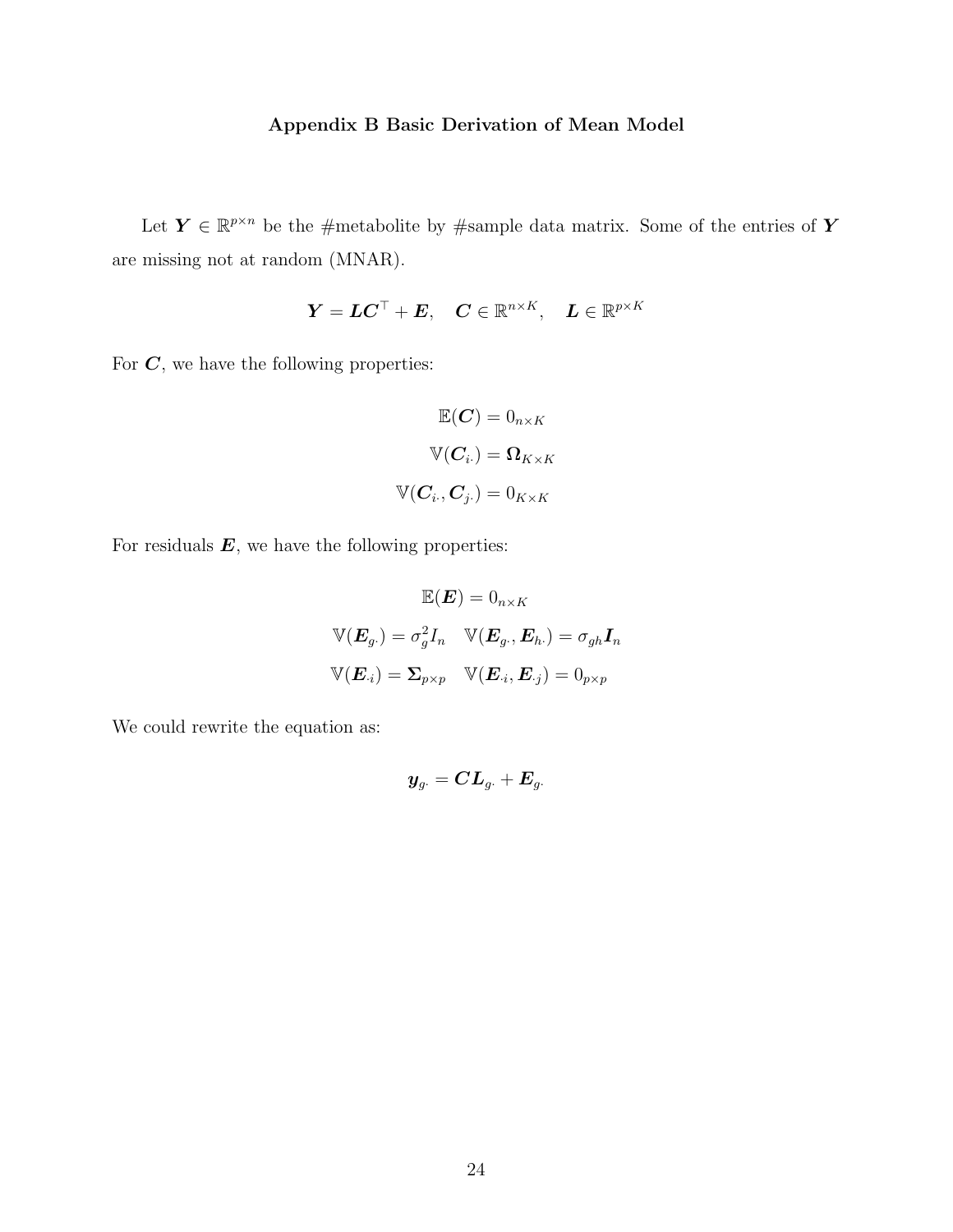## Appendix B Basic Derivation of Mean Model

Let $\boldsymbol{Y} \in \mathbb{R}^{p\times n}$ be the #metabolite by #sample data matrix. Some of the entries of $\boldsymbol{Y}$ are missing not at random (MNAR).

$$\boldsymbol{Y} = \boldsymbol{L}\boldsymbol{C}^\top + \boldsymbol{E}, \quad \boldsymbol{C} \in \mathbb{R}^{n\times K}, \quad \boldsymbol{L} \in \mathbb{R}^{p\times K}$$

For $\boldsymbol{C}$, we have the following properties:

$$\mathbb{E}(\boldsymbol{C}) = 0_{n\times K}$$

$$\mathbb{V}(\boldsymbol{C}_{i\cdot}) = \boldsymbol{\Omega}_{K\times K}$$

$$\mathbb{V}(\boldsymbol{C}_{i\cdot}, \boldsymbol{C}_{j\cdot}) = 0_{K\times K}$$

For residuals $\boldsymbol{E}$, we have the following properties:

$$\mathbb{E}(\boldsymbol{E}) = 0_{n\times K}$$

$$\mathbb{V}(\boldsymbol{E}_{g\cdot}) = \sigma_g^2 I_n \quad \mathbb{V}(\boldsymbol{E}_{g\cdot}, \boldsymbol{E}_{h\cdot}) = \sigma_{gh}\boldsymbol{I}_n$$

$$\mathbb{V}(\boldsymbol{E}_{\cdot i}) = \boldsymbol{\Sigma}_{p\times p} \quad \mathbb{V}(\boldsymbol{E}_{\cdot i}, \boldsymbol{E}_{\cdot j}) = 0_{p\times p}$$

We could rewrite the equation as:

$$\boldsymbol{y}_{g\cdot} = \boldsymbol{C}\boldsymbol{L}_{g\cdot} + \boldsymbol{E}_{g\cdot}$$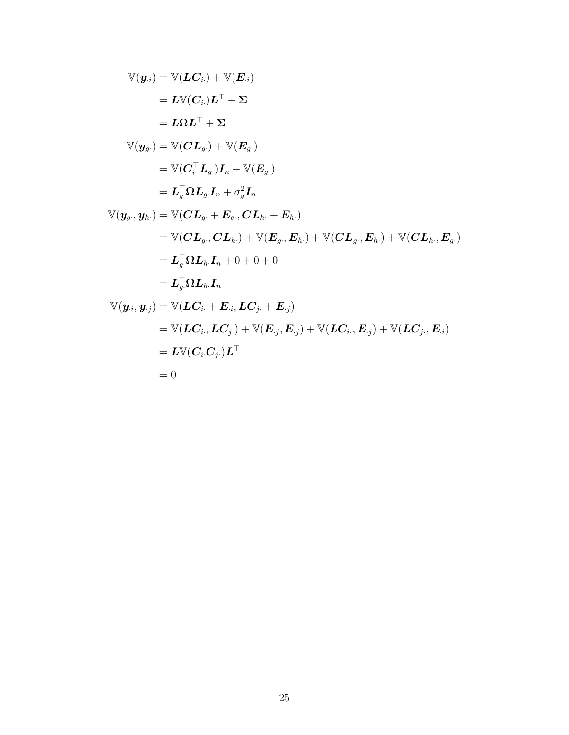$$
\begin{aligned}
\mathbb{V}(\boldsymbol{y}_{\cdot i}) &= \mathbb{V}(\boldsymbol{L}\boldsymbol{C}_{i\cdot}) + \mathbb{V}(\boldsymbol{E}_{\cdot i}) \\
&= \boldsymbol{L}\mathbb{V}(\boldsymbol{C}_{i\cdot})\boldsymbol{L}^\top + \boldsymbol{\Sigma} \\
&= \boldsymbol{L}\boldsymbol{\Omega}\boldsymbol{L}^\top + \boldsymbol{\Sigma} \\
\mathbb{V}(\boldsymbol{y}_{g\cdot}) &= \mathbb{V}(\boldsymbol{C}\boldsymbol{L}_{g\cdot}) + \mathbb{V}(\boldsymbol{E}_{g\cdot}) \\
&= \mathbb{V}(\boldsymbol{C}_{i\cdot}^\top \boldsymbol{L}_{g\cdot})\boldsymbol{I}_n + \mathbb{V}(\boldsymbol{E}_{g\cdot}) \\
&= \boldsymbol{L}_{g\cdot}^\top \boldsymbol{\Omega}\boldsymbol{L}_{g\cdot}\boldsymbol{I}_n + \sigma_g^2 \boldsymbol{I}_n \\
\mathbb{V}(\boldsymbol{y}_{g\cdot}, \boldsymbol{y}_{h\cdot}) &= \mathbb{V}(\boldsymbol{C}\boldsymbol{L}_{g\cdot} + \boldsymbol{E}_{g\cdot}, \boldsymbol{C}\boldsymbol{L}_{h\cdot} + \boldsymbol{E}_{h\cdot}) \\
&= \mathbb{V}(\boldsymbol{C}\boldsymbol{L}_{g\cdot}, \boldsymbol{C}\boldsymbol{L}_{h\cdot}) + \mathbb{V}(\boldsymbol{E}_{g\cdot}, \boldsymbol{E}_{h\cdot}) + \mathbb{V}(\boldsymbol{C}\boldsymbol{L}_{g\cdot}, \boldsymbol{E}_{h\cdot}) + \mathbb{V}(\boldsymbol{C}\boldsymbol{L}_{h\cdot}, \boldsymbol{E}_{g\cdot}) \\
&= \boldsymbol{L}_{g\cdot}^\top \boldsymbol{\Omega}\boldsymbol{L}_{h\cdot}\boldsymbol{I}_n + 0 + 0 + 0 \\
&= \boldsymbol{L}_{g\cdot}^\top \boldsymbol{\Omega}\boldsymbol{L}_{h\cdot}\boldsymbol{I}_n \\
\mathbb{V}(\boldsymbol{y}_{\cdot i}, \boldsymbol{y}_{\cdot j}) &= \mathbb{V}(\boldsymbol{L}\boldsymbol{C}_{i\cdot} + \boldsymbol{E}_{\cdot i}, \boldsymbol{L}\boldsymbol{C}_{j\cdot} + \boldsymbol{E}_{\cdot j}) \\
&= \mathbb{V}(\boldsymbol{L}\boldsymbol{C}_{i\cdot}, \boldsymbol{L}\boldsymbol{C}_{j\cdot}) + \mathbb{V}(\boldsymbol{E}_{\cdot j}, \boldsymbol{E}_{\cdot j}) + \mathbb{V}(\boldsymbol{L}\boldsymbol{C}_{i\cdot}, \boldsymbol{E}_{\cdot j}) + \mathbb{V}(\boldsymbol{L}\boldsymbol{C}_{j\cdot}, \boldsymbol{E}_{\cdot i}) \\
&= \boldsymbol{L}\mathbb{V}(\boldsymbol{C}_{i\cdot}\boldsymbol{C}_{j\cdot})\boldsymbol{L}^\top \\
&= 0
\end{aligned}
$$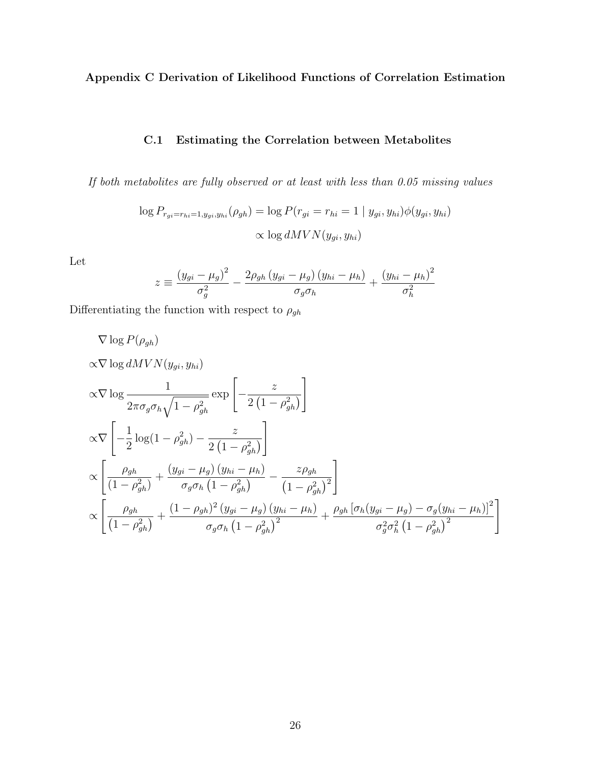## Appendix C Derivation of Likelihood Functions of Correlation Estimation

### C.1 Estimating the Correlation between Metabolites

*If both metabolites are fully observed or at least with less than 0.05 missing values*

$$
\begin{aligned}
\log P_{r_{gi}=r_{hi}=1,y_{gi},y_{hi}}(\rho_{gh}) &= \log P(r_{gi}=r_{hi}=1 \mid y_{gi}, y_{hi})\phi(y_{gi}, y_{hi}) \\
&\propto \log dMVN(y_{gi}, y_{hi})
\end{aligned}
$$

Let

$$
z \equiv \frac{\left(y_{gi}-\mu_g\right)^2}{\sigma_g^2} - \frac{2\rho_{gh}\left(y_{gi}-\mu_g\right)\left(y_{hi}-\mu_h\right)}{\sigma_g\sigma_h} + \frac{\left(y_{hi}-\mu_h\right)^2}{\sigma_h^2}
$$

Differentiating the function with respect to $\rho_{gh}$

$$
\begin{aligned}
&\nabla \log P(\rho_{gh}) \\
&\propto \nabla \log dMVN(y_{gi}, y_{hi}) \\
&\propto \nabla \log \frac{1}{2\pi\sigma_g\sigma_h\sqrt{1-\rho_{gh}^2}} \exp\left[-\frac{z}{2\left(1-\rho_{gh}^2\right)}\right] \\
&\propto \nabla \left[-\frac{1}{2}\log(1-\rho_{gh}^2) - \frac{z}{2\left(1-\rho_{gh}^2\right)}\right] \\
&\propto \left[\frac{\rho_{gh}}{\left(1-\rho_{gh}^2\right)} + \frac{\left(y_{gi}-\mu_g\right)\left(y_{hi}-\mu_h\right)}{\sigma_g\sigma_h\left(1-\rho_{gh}^2\right)} - \frac{z\rho_{gh}}{\left(1-\rho_{gh}^2\right)^2}\right] \\
&\propto \left[\frac{\rho_{gh}}{\left(1-\rho_{gh}^2\right)} + \frac{(1-\rho_{gh})^2\left(y_{gi}-\mu_g\right)\left(y_{hi}-\mu_h\right)}{\sigma_g\sigma_h\left(1-\rho_{gh}^2\right)^2} + \frac{\rho_{gh}\left[\sigma_h(y_{gi}-\mu_g)-\sigma_g(y_{hi}-\mu_h)\right]^2}{\sigma_g^2\sigma_h^2\left(1-\rho_{gh}^2\right)^2}\right]
\end{aligned}
$$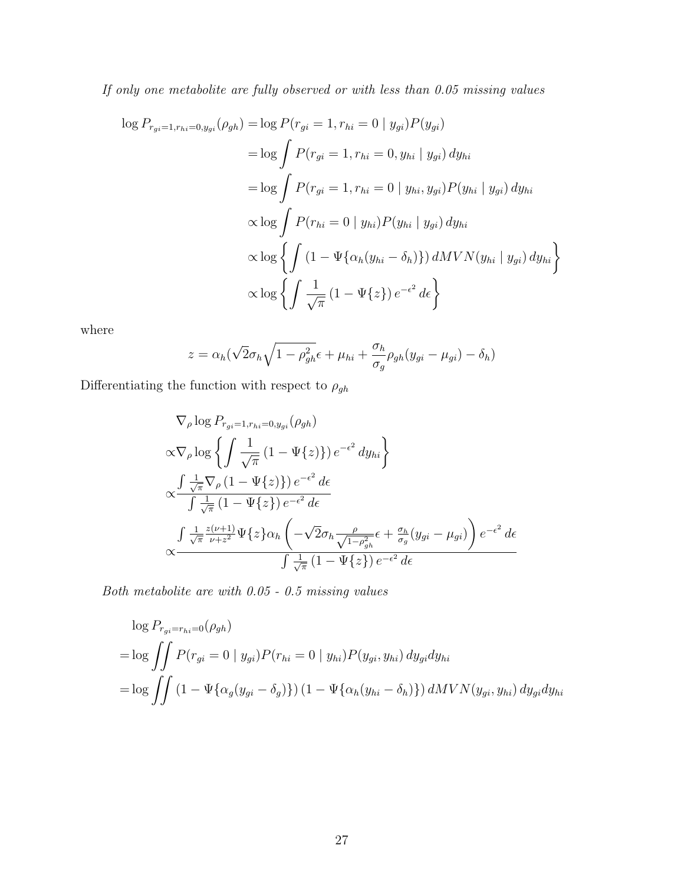*If only one metabolite are fully observed or with less than 0.05 missing values*

$$
\begin{aligned}
\log P_{r_{gi}=1,r_{hi}=0,y_{gi}}(\rho_{gh}) &= \log P(r_{gi}=1, r_{hi}=0 \mid y_{gi})P(y_{gi}) \\
&= \log \int P(r_{gi}=1, r_{hi}=0, y_{hi} \mid y_{gi})\, dy_{hi} \\
&= \log \int P(r_{gi}=1, r_{hi}=0 \mid y_{hi}, y_{gi}) P(y_{hi} \mid y_{gi})\, dy_{hi} \\
&\propto \log \int P(r_{hi}=0 \mid y_{hi}) P(y_{hi} \mid y_{gi})\, dy_{hi} \\
&\propto \log \left\{ \int \left(1 - \Psi\{\alpha_h(y_{hi} - \delta_h)\}\right) dMVN(y_{hi} \mid y_{gi})\, dy_{hi} \right\} \\
&\propto \log \left\{ \int \frac{1}{\sqrt{\pi}} \left(1 - \Psi\{z\}\right) e^{-\epsilon^2}\, d\epsilon \right\}
\end{aligned}
$$

where

$$
z = \alpha_h(\sqrt{2}\sigma_h\sqrt{1-\rho_{gh}^2}\epsilon + \mu_{hi} + \frac{\sigma_h}{\sigma_g}\rho_{gh}(y_{gi} - \mu_{gi}) - \delta_h)
$$

Differentiating the function with respect to $\rho_{gh}$

$$
\begin{aligned}
&\nabla_\rho \log P_{r_{gi}=1,r_{hi}=0,y_{gi}}(\rho_{gh}) \\
\propto& \nabla_\rho \log \left\{ \int \frac{1}{\sqrt{\pi}} \left(1 - \Psi\{z)\}\right) e^{-\epsilon^2}\, dy_{hi} \right\} \\
\propto& \frac{\int \frac{1}{\sqrt{\pi}} \nabla_\rho \left(1 - \Psi\{z\}\right) e^{-\epsilon^2}\, d\epsilon}{\int \frac{1}{\sqrt{\pi}} \left(1 - \Psi\{z\}\right) e^{-\epsilon^2}\, d\epsilon} \\
\propto& \frac{\int \frac{1}{\sqrt{\pi}} \frac{z(\nu+1)}{\nu+z^2} \Psi\{z\} \alpha_h \left( -\sqrt{2}\sigma_h \frac{\rho}{\sqrt{1-\rho_{gh}^2}}\epsilon + \frac{\sigma_h}{\sigma_g}(y_{gi} - \mu_{gi}) \right) e^{-\epsilon^2}\, d\epsilon}{\int \frac{1}{\sqrt{\pi}} \left(1 - \Psi\{z\}\right) e^{-\epsilon^2}\, d\epsilon}
\end{aligned}
$$

*Both metabolite are with 0.05 - 0.5 missing values*

$$
\begin{aligned}
&\log P_{r_{gi}=r_{hi}=0}(\rho_{gh}) \\
=& \log \iint P(r_{gi}=0 \mid y_{gi}) P(r_{hi}=0 \mid y_{hi}) P(y_{gi}, y_{hi})\, dy_{gi} dy_{hi} \\
=& \log \iint \left(1 - \Psi\{\alpha_g(y_{gi} - \delta_g)\}\right)\left(1 - \Psi\{\alpha_h(y_{hi} - \delta_h)\}\right) dMVN(y_{gi}, y_{hi})\, dy_{gi} dy_{hi}
\end{aligned}
$$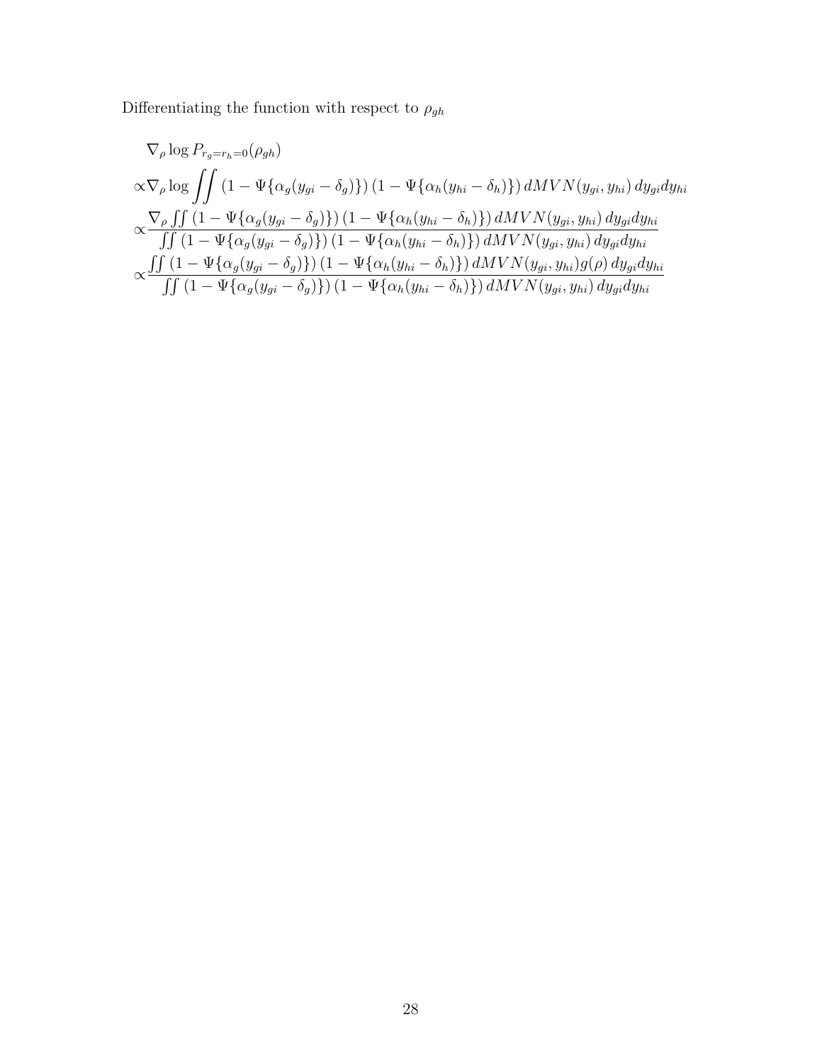Differentiating the function with respect to $\rho_{gh}$

$$
\begin{aligned}
&\nabla_\rho \log P_{r_g=r_h=0}(\rho_{gh}) \\
\propto &\nabla_\rho \log \iint \left(1 - \Psi\{\alpha_g(y_{gi} - \delta_g)\}\right)\left(1 - \Psi\{\alpha_h(y_{hi} - \delta_h)\}\right) dMVN(y_{gi}, y_{hi})\, dy_{gi}dy_{hi} \\
\propto &\frac{\nabla_\rho \iint \left(1 - \Psi\{\alpha_g(y_{gi} - \delta_g)\}\right)\left(1 - \Psi\{\alpha_h(y_{hi} - \delta_h)\}\right) dMVN(y_{gi}, y_{hi})\, dy_{gi}dy_{hi}}{\iint \left(1 - \Psi\{\alpha_g(y_{gi} - \delta_g)\}\right)\left(1 - \Psi\{\alpha_h(y_{hi} - \delta_h)\}\right) dMVN(y_{gi}, y_{hi})\, dy_{gi}dy_{hi}} \\
\propto &\frac{\iint \left(1 - \Psi\{\alpha_g(y_{gi} - \delta_g)\}\right)\left(1 - \Psi\{\alpha_h(y_{hi} - \delta_h)\}\right) dMVN(y_{gi}, y_{hi}) g(\rho)\, dy_{gi}dy_{hi}}{\iint \left(1 - \Psi\{\alpha_g(y_{gi} - \delta_g)\}\right)\left(1 - \Psi\{\alpha_h(y_{hi} - \delta_h)\}\right) dMVN(y_{gi}, y_{hi})\, dy_{gi}dy_{hi}}
\end{aligned}
$$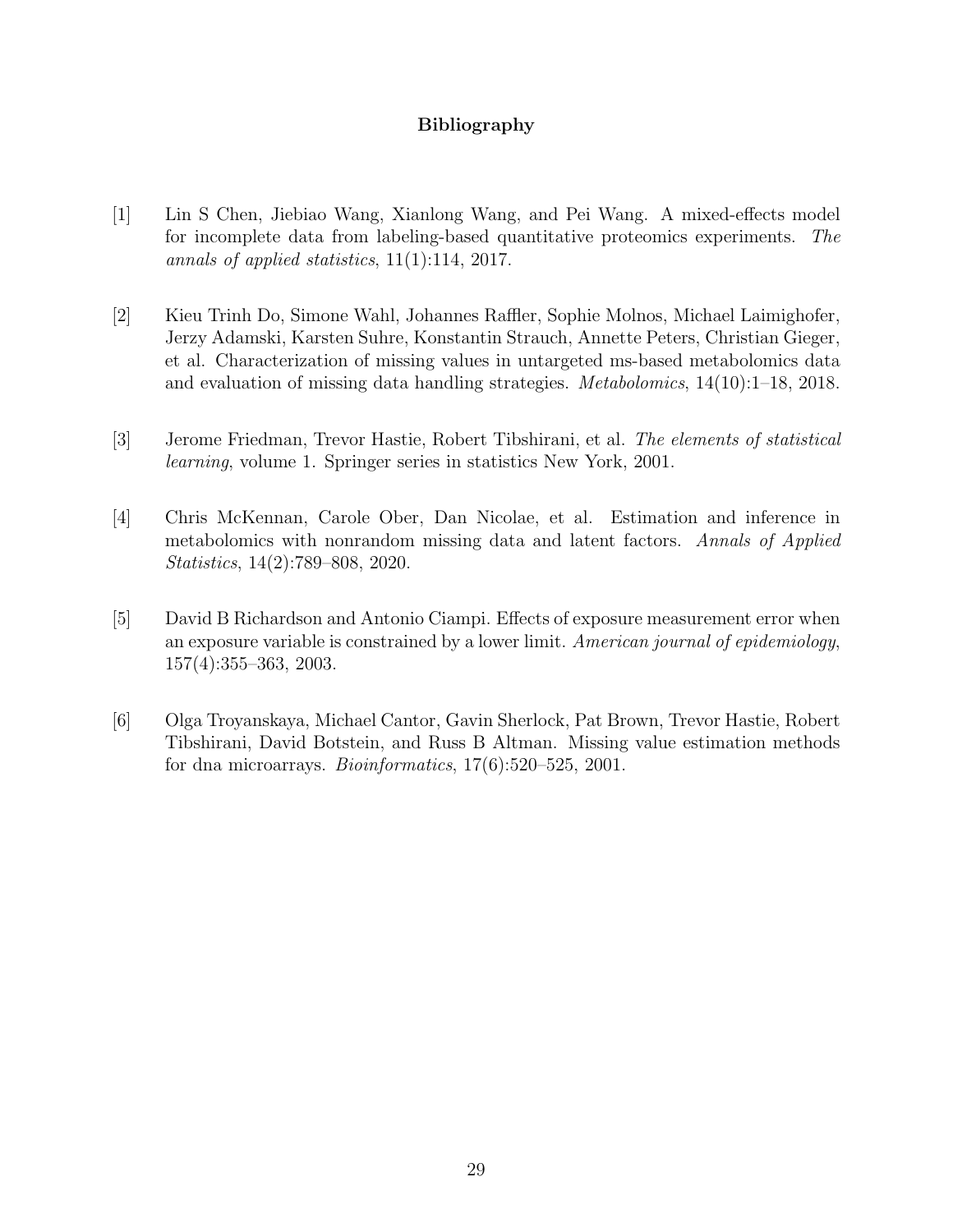# Bibliography

[1] Lin S Chen, Jiebiao Wang, Xianlong Wang, and Pei Wang. A mixed-effects model for incomplete data from labeling-based quantitative proteomics experiments. *The annals of applied statistics*, 11(1):114, 2017.

[2] Kieu Trinh Do, Simone Wahl, Johannes Raffler, Sophie Molnos, Michael Laimighofer, Jerzy Adamski, Karsten Suhre, Konstantin Strauch, Annette Peters, Christian Gieger, et al. Characterization of missing values in untargeted ms-based metabolomics data and evaluation of missing data handling strategies. *Metabolomics*, 14(10):1–18, 2018.

[3] Jerome Friedman, Trevor Hastie, Robert Tibshirani, et al. *The elements of statistical learning*, volume 1. Springer series in statistics New York, 2001.

[4] Chris McKennan, Carole Ober, Dan Nicolae, et al. Estimation and inference in metabolomics with nonrandom missing data and latent factors. *Annals of Applied Statistics*, 14(2):789–808, 2020.

[5] David B Richardson and Antonio Ciampi. Effects of exposure measurement error when an exposure variable is constrained by a lower limit. *American journal of epidemiology*, 157(4):355–363, 2003.

[6] Olga Troyanskaya, Michael Cantor, Gavin Sherlock, Pat Brown, Trevor Hastie, Robert Tibshirani, David Botstein, and Russ B Altman. Missing value estimation methods for dna microarrays. *Bioinformatics*, 17(6):520–525, 2001.